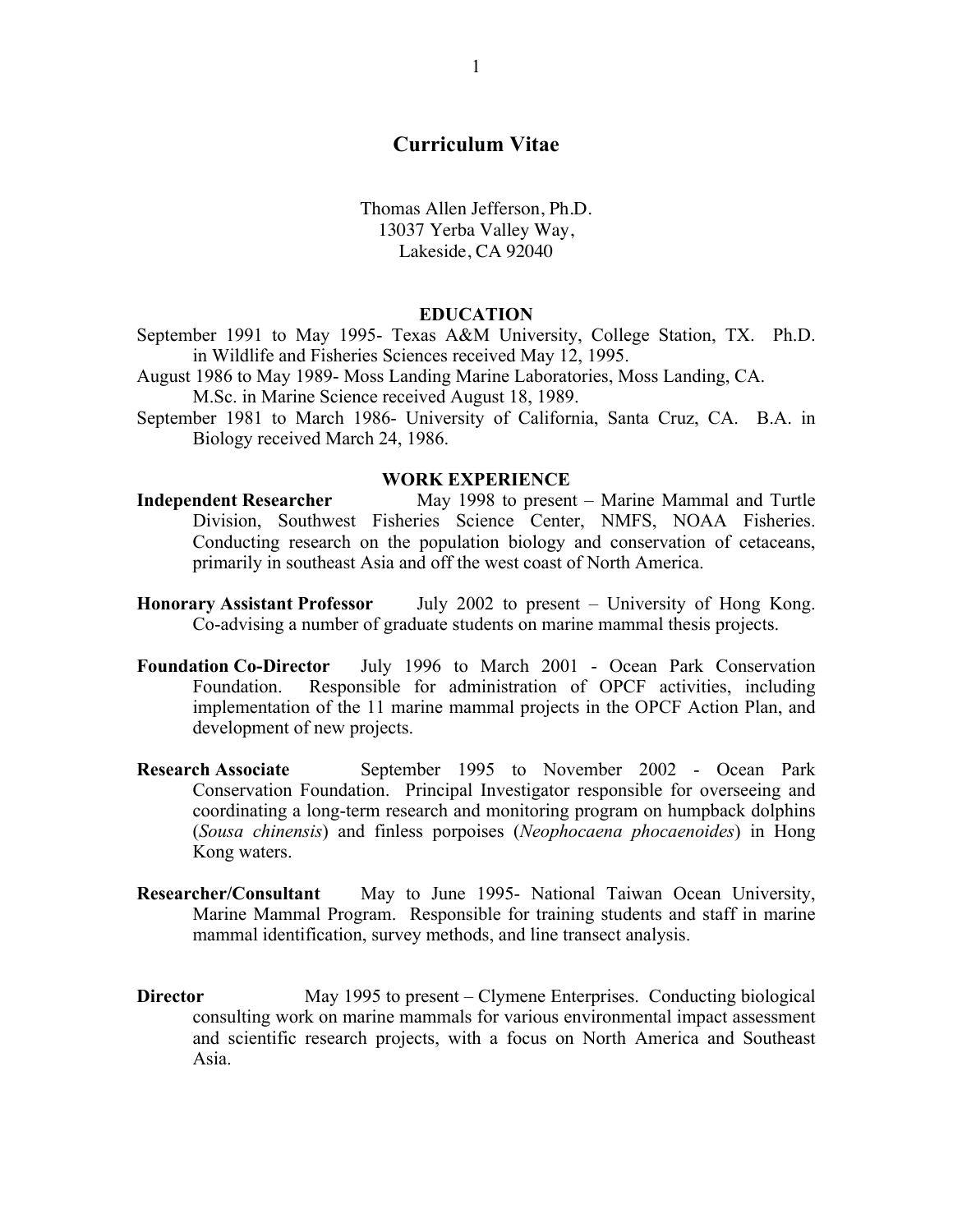# Curriculum Vitae

Thomas Allen Jefferson, Ph.D.
13037 Yerba Valley Way,
Lakeside, CA 92040

## EDUCATION

September 1991 to May 1995- Texas A&M University, College Station, TX. Ph.D. in Wildlife and Fisheries Sciences received May 12, 1995.

August 1986 to May 1989- Moss Landing Marine Laboratories, Moss Landing, CA. M.Sc. in Marine Science received August 18, 1989.

September 1981 to March 1986- University of California, Santa Cruz, CA. B.A. in Biology received March 24, 1986.

## WORK EXPERIENCE

**Independent Researcher** May 1998 to present – Marine Mammal and Turtle Division, Southwest Fisheries Science Center, NMFS, NOAA Fisheries. Conducting research on the population biology and conservation of cetaceans, primarily in southeast Asia and off the west coast of North America.

**Honorary Assistant Professor** July 2002 to present – University of Hong Kong. Co-advising a number of graduate students on marine mammal thesis projects.

**Foundation Co-Director** July 1996 to March 2001 - Ocean Park Conservation Foundation. Responsible for administration of OPCF activities, including implementation of the 11 marine mammal projects in the OPCF Action Plan, and development of new projects.

**Research Associate** September 1995 to November 2002 - Ocean Park Conservation Foundation. Principal Investigator responsible for overseeing and coordinating a long-term research and monitoring program on humpback dolphins (*Sousa chinensis*) and finless porpoises (*Neophocaena phocaenoides*) in Hong Kong waters.

**Researcher/Consultant** May to June 1995- National Taiwan Ocean University, Marine Mammal Program. Responsible for training students and staff in marine mammal identification, survey methods, and line transect analysis.

**Director** May 1995 to present – Clymene Enterprises. Conducting biological consulting work on marine mammals for various environmental impact assessment and scientific research projects, with a focus on North America and Southeast Asia.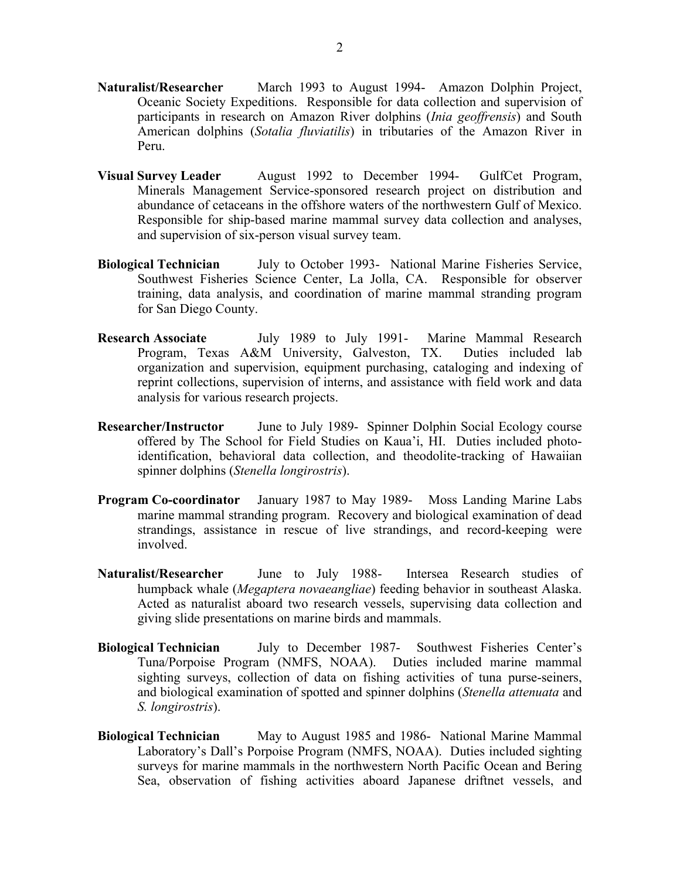**Naturalist/Researcher** March 1993 to August 1994- Amazon Dolphin Project, Oceanic Society Expeditions. Responsible for data collection and supervision of participants in research on Amazon River dolphins (*Inia geoffrensis*) and South American dolphins (*Sotalia fluviatilis*) in tributaries of the Amazon River in Peru.

**Visual Survey Leader** August 1992 to December 1994- GulfCet Program, Minerals Management Service-sponsored research project on distribution and abundance of cetaceans in the offshore waters of the northwestern Gulf of Mexico. Responsible for ship-based marine mammal survey data collection and analyses, and supervision of six-person visual survey team.

**Biological Technician** July to October 1993- National Marine Fisheries Service, Southwest Fisheries Science Center, La Jolla, CA. Responsible for observer training, data analysis, and coordination of marine mammal stranding program for San Diego County.

**Research Associate** July 1989 to July 1991- Marine Mammal Research Program, Texas A&M University, Galveston, TX. Duties included lab organization and supervision, equipment purchasing, cataloging and indexing of reprint collections, supervision of interns, and assistance with field work and data analysis for various research projects.

**Researcher/Instructor** June to July 1989- Spinner Dolphin Social Ecology course offered by The School for Field Studies on Kaua'i, HI. Duties included photo-identification, behavioral data collection, and theodolite-tracking of Hawaiian spinner dolphins (*Stenella longirostris*).

**Program Co-coordinator** January 1987 to May 1989- Moss Landing Marine Labs marine mammal stranding program. Recovery and biological examination of dead strandings, assistance in rescue of live strandings, and record-keeping were involved.

**Naturalist/Researcher** June to July 1988- Intersea Research studies of humpback whale (*Megaptera novaeangliae*) feeding behavior in southeast Alaska. Acted as naturalist aboard two research vessels, supervising data collection and giving slide presentations on marine birds and mammals.

**Biological Technician** July to December 1987- Southwest Fisheries Center's Tuna/Porpoise Program (NMFS, NOAA). Duties included marine mammal sighting surveys, collection of data on fishing activities of tuna purse-seiners, and biological examination of spotted and spinner dolphins (*Stenella attenuata* and *S. longirostris*).

**Biological Technician** May to August 1985 and 1986- National Marine Mammal Laboratory's Dall's Porpoise Program (NMFS, NOAA). Duties included sighting surveys for marine mammals in the northwestern North Pacific Ocean and Bering Sea, observation of fishing activities aboard Japanese driftnet vessels, and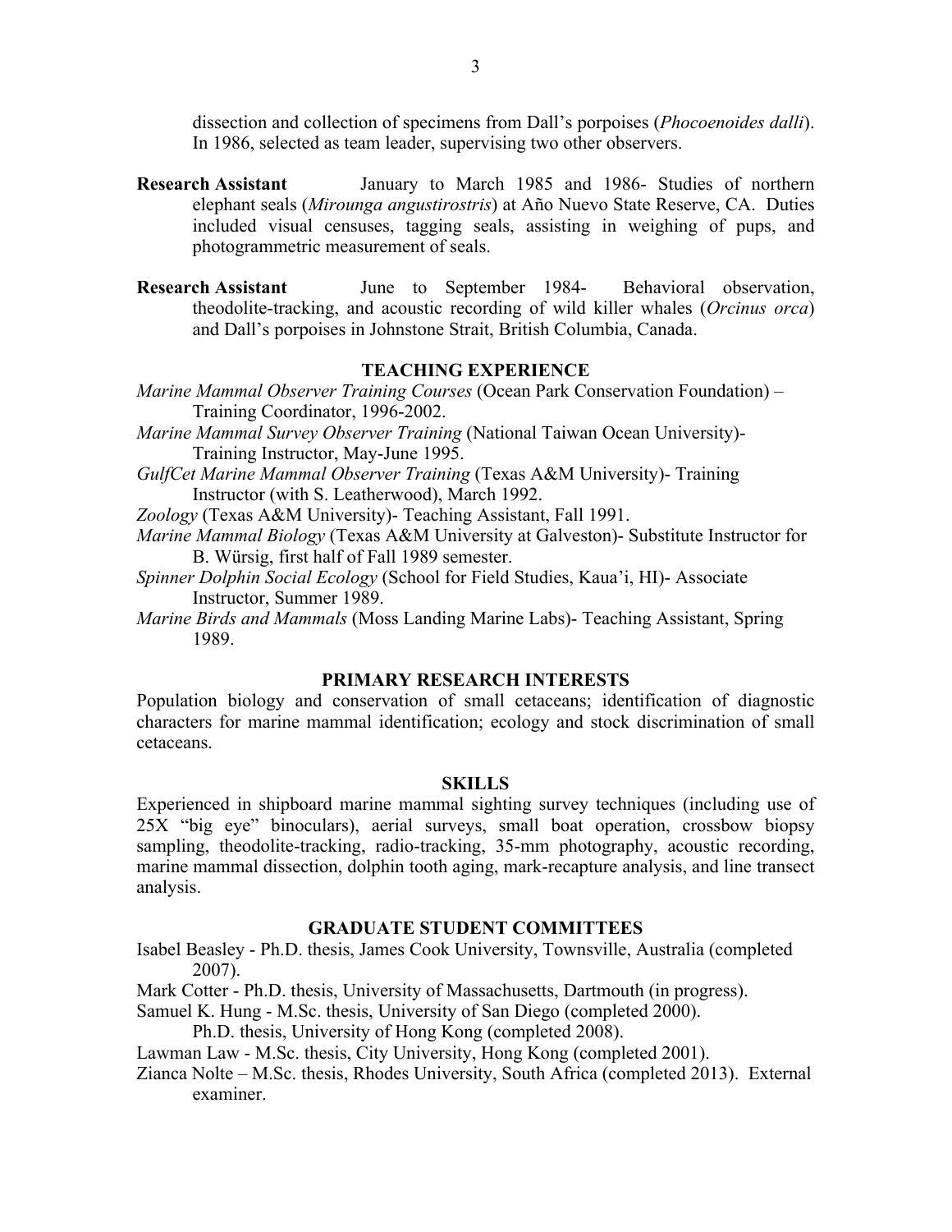dissection and collection of specimens from Dall's porpoises (*Phocoenoides dalli*). In 1986, selected as team leader, supervising two other observers.

**Research Assistant** January to March 1985 and 1986- Studies of northern elephant seals (*Mirounga angustirostris*) at Año Nuevo State Reserve, CA. Duties included visual censuses, tagging seals, assisting in weighing of pups, and photogrammetric measurement of seals.

**Research Assistant** June to September 1984- Behavioral observation, theodolite-tracking, and acoustic recording of wild killer whales (*Orcinus orca*) and Dall's porpoises in Johnstone Strait, British Columbia, Canada.

## TEACHING EXPERIENCE

*Marine Mammal Observer Training Courses* (Ocean Park Conservation Foundation) – Training Coordinator, 1996-2002.

*Marine Mammal Survey Observer Training* (National Taiwan Ocean University)- Training Instructor, May-June 1995.

*GulfCet Marine Mammal Observer Training* (Texas A&M University)- Training Instructor (with S. Leatherwood), March 1992.

*Zoology* (Texas A&M University)- Teaching Assistant, Fall 1991.

*Marine Mammal Biology* (Texas A&M University at Galveston)- Substitute Instructor for B. Würsig, first half of Fall 1989 semester.

*Spinner Dolphin Social Ecology* (School for Field Studies, Kaua'i, HI)- Associate Instructor, Summer 1989.

*Marine Birds and Mammals* (Moss Landing Marine Labs)- Teaching Assistant, Spring 1989.

## PRIMARY RESEARCH INTERESTS

Population biology and conservation of small cetaceans; identification of diagnostic characters for marine mammal identification; ecology and stock discrimination of small cetaceans.

## SKILLS

Experienced in shipboard marine mammal sighting survey techniques (including use of 25X "big eye" binoculars), aerial surveys, small boat operation, crossbow biopsy sampling, theodolite-tracking, radio-tracking, 35-mm photography, acoustic recording, marine mammal dissection, dolphin tooth aging, mark-recapture analysis, and line transect analysis.

## GRADUATE STUDENT COMMITTEES

Isabel Beasley - Ph.D. thesis, James Cook University, Townsville, Australia (completed 2007).

Mark Cotter - Ph.D. thesis, University of Massachusetts, Dartmouth (in progress).

Samuel K. Hung - M.Sc. thesis, University of San Diego (completed 2000).
Ph.D. thesis, University of Hong Kong (completed 2008).

Lawman Law - M.Sc. thesis, City University, Hong Kong (completed 2001).

Zianca Nolte – M.Sc. thesis, Rhodes University, South Africa (completed 2013). External examiner.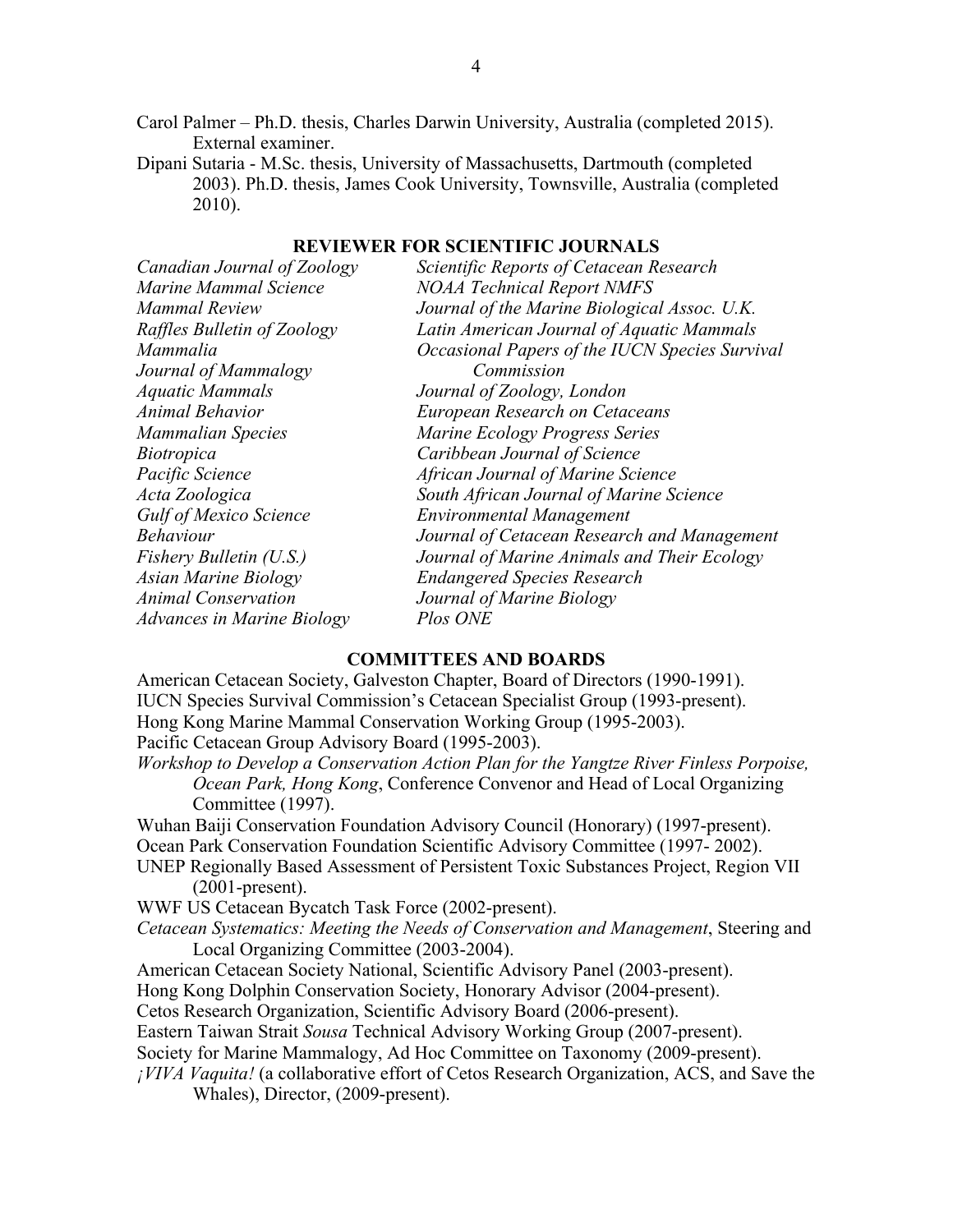Carol Palmer – Ph.D. thesis, Charles Darwin University, Australia (completed 2015). External examiner.

Dipani Sutaria - M.Sc. thesis, University of Massachusetts, Dartmouth (completed 2003). Ph.D. thesis, James Cook University, Townsville, Australia (completed 2010).

## REVIEWER FOR SCIENTIFIC JOURNALS

*Canadian Journal of Zoology*
*Marine Mammal Science*
*Mammal Review*
*Raffles Bulletin of Zoology*
*Mammalia*
*Journal of Mammalogy*
*Aquatic Mammals*
*Animal Behavior*
*Mammalian Species*
*Biotropica*
*Pacific Science*
*Acta Zoologica*
*Gulf of Mexico Science*
*Behaviour*
*Fishery Bulletin (U.S.)*
*Asian Marine Biology*
*Animal Conservation*
*Advances in Marine Biology*
*Scientific Reports of Cetacean Research*
*NOAA Technical Report NMFS*
*Journal of the Marine Biological Assoc. U.K.*
*Latin American Journal of Aquatic Mammals*
*Occasional Papers of the IUCN Species Survival Commission*
*Journal of Zoology, London*
*European Research on Cetaceans*
*Marine Ecology Progress Series*
*Caribbean Journal of Science*
*African Journal of Marine Science*
*South African Journal of Marine Science*
*Environmental Management*
*Journal of Cetacean Research and Management*
*Journal of Marine Animals and Their Ecology*
*Endangered Species Research*
*Journal of Marine Biology*
*Plos ONE*

## COMMITTEES AND BOARDS

American Cetacean Society, Galveston Chapter, Board of Directors (1990-1991).

IUCN Species Survival Commission's Cetacean Specialist Group (1993-present).

Hong Kong Marine Mammal Conservation Working Group (1995-2003).

Pacific Cetacean Group Advisory Board (1995-2003).

*Workshop to Develop a Conservation Action Plan for the Yangtze River Finless Porpoise, Ocean Park, Hong Kong*, Conference Convenor and Head of Local Organizing Committee (1997).

Wuhan Baiji Conservation Foundation Advisory Council (Honorary) (1997-present).

Ocean Park Conservation Foundation Scientific Advisory Committee (1997- 2002).

UNEP Regionally Based Assessment of Persistent Toxic Substances Project, Region VII (2001-present).

WWF US Cetacean Bycatch Task Force (2002-present).

*Cetacean Systematics: Meeting the Needs of Conservation and Management*, Steering and Local Organizing Committee (2003-2004).

American Cetacean Society National, Scientific Advisory Panel (2003-present).

Hong Kong Dolphin Conservation Society, Honorary Advisor (2004-present).

Cetos Research Organization, Scientific Advisory Board (2006-present).

Eastern Taiwan Strait *Sousa* Technical Advisory Working Group (2007-present).

Society for Marine Mammalogy, Ad Hoc Committee on Taxonomy (2009-present).

*¡VIVA Vaquita!* (a collaborative effort of Cetos Research Organization, ACS, and Save the Whales), Director, (2009-present).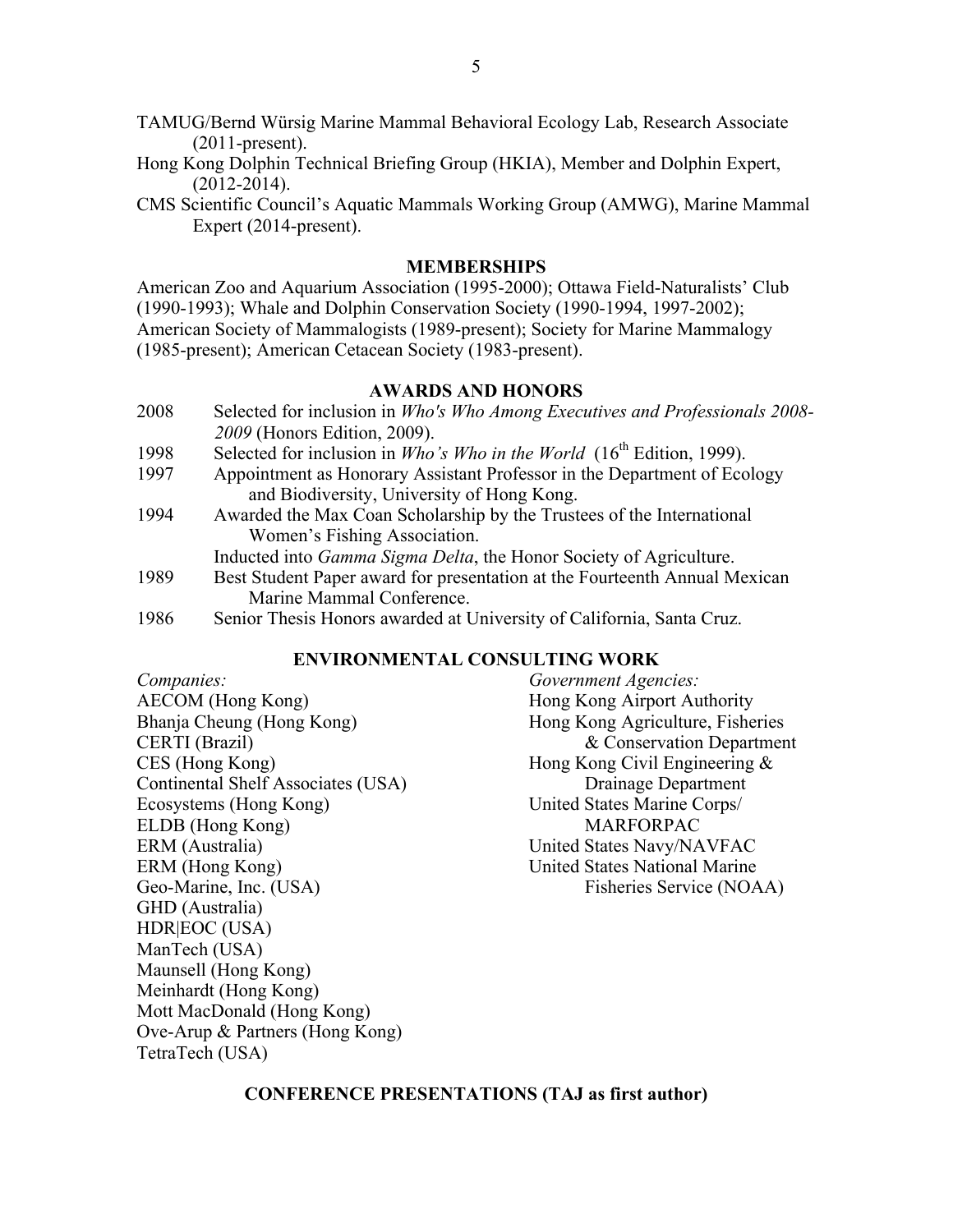TAMUG/Bernd Würsig Marine Mammal Behavioral Ecology Lab, Research Associate (2011-present).

Hong Kong Dolphin Technical Briefing Group (HKIA), Member and Dolphin Expert, (2012-2014).

CMS Scientific Council's Aquatic Mammals Working Group (AMWG), Marine Mammal Expert (2014-present).

## MEMBERSHIPS

American Zoo and Aquarium Association (1995-2000); Ottawa Field-Naturalists' Club (1990-1993); Whale and Dolphin Conservation Society (1990-1994, 1997-2002); American Society of Mammalogists (1989-present); Society for Marine Mammalogy (1985-present); American Cetacean Society (1983-present).

## AWARDS AND HONORS

2008 Selected for inclusion in *Who's Who Among Executives and Professionals 2008-2009* (Honors Edition, 2009).

1998 Selected for inclusion in *Who's Who in the World* (16th Edition, 1999).

1997 Appointment as Honorary Assistant Professor in the Department of Ecology and Biodiversity, University of Hong Kong.

1994 Awarded the Max Coan Scholarship by the Trustees of the International Women's Fishing Association.
Inducted into *Gamma Sigma Delta*, the Honor Society of Agriculture.

1989 Best Student Paper award for presentation at the Fourteenth Annual Mexican Marine Mammal Conference.

1986 Senior Thesis Honors awarded at University of California, Santa Cruz.

## ENVIRONMENTAL CONSULTING WORK

*Companies:*
AECOM (Hong Kong)
Bhanja Cheung (Hong Kong)
CERTI (Brazil)
CES (Hong Kong)
Continental Shelf Associates (USA)
Ecosystems (Hong Kong)
ELDB (Hong Kong)
ERM (Australia)
ERM (Hong Kong)
Geo-Marine, Inc. (USA)
GHD (Australia)
HDR|EOC (USA)
ManTech (USA)
Maunsell (Hong Kong)
Meinhardt (Hong Kong)
Mott MacDonald (Hong Kong)
Ove-Arup & Partners (Hong Kong)
TetraTech (USA)

*Government Agencies:*
Hong Kong Airport Authority
Hong Kong Agriculture, Fisheries & Conservation Department
Hong Kong Civil Engineering & Drainage Department
United States Marine Corps/ MARFORPAC
United States Navy/NAVFAC
United States National Marine Fisheries Service (NOAA)

## CONFERENCE PRESENTATIONS (TAJ as first author)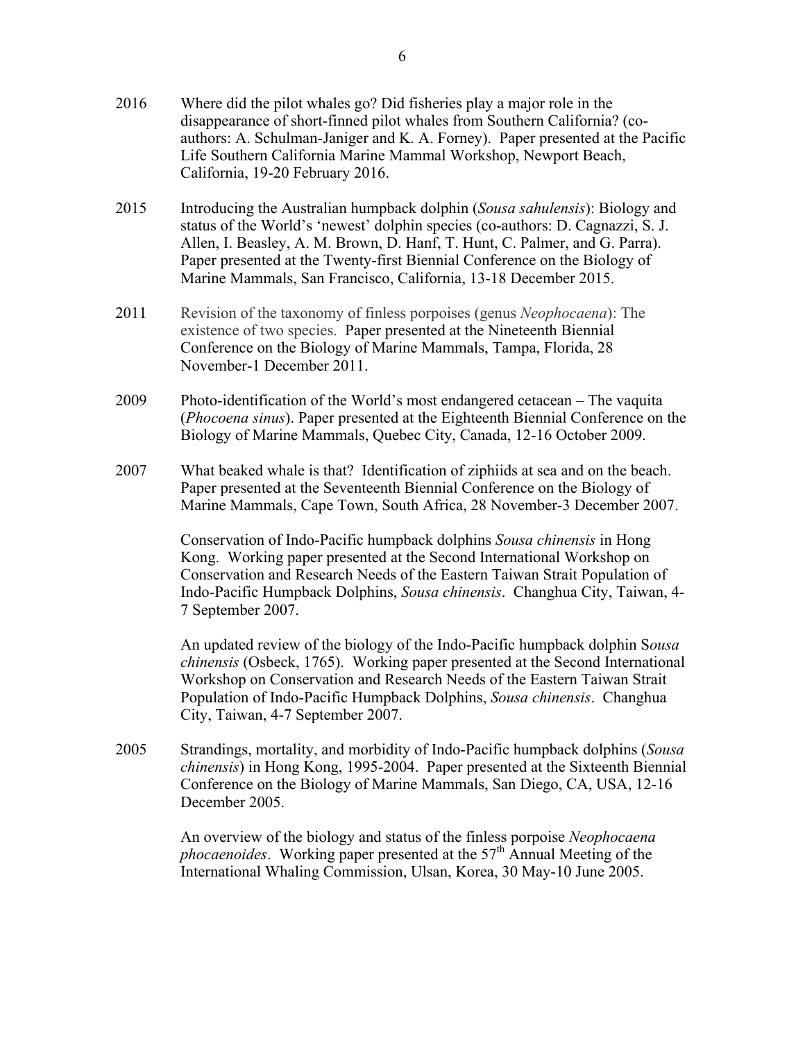2016 Where did the pilot whales go? Did fisheries play a major role in the disappearance of short-finned pilot whales from Southern California? (co-authors: A. Schulman-Janiger and K. A. Forney). Paper presented at the Pacific Life Southern California Marine Mammal Workshop, Newport Beach, California, 19-20 February 2016.

2015 Introducing the Australian humpback dolphin (*Sousa sahulensis*): Biology and status of the World's 'newest' dolphin species (co-authors: D. Cagnazzi, S. J. Allen, I. Beasley, A. M. Brown, D. Hanf, T. Hunt, C. Palmer, and G. Parra). Paper presented at the Twenty-first Biennial Conference on the Biology of Marine Mammals, San Francisco, California, 13-18 December 2015.

2011 Revision of the taxonomy of finless porpoises (genus *Neophocaena*): The existence of two species. Paper presented at the Nineteenth Biennial Conference on the Biology of Marine Mammals, Tampa, Florida, 28 November-1 December 2011.

2009 Photo-identification of the World's most endangered cetacean – The vaquita (*Phocoena sinus*). Paper presented at the Eighteenth Biennial Conference on the Biology of Marine Mammals, Quebec City, Canada, 12-16 October 2009.

2007 What beaked whale is that? Identification of ziphiids at sea and on the beach. Paper presented at the Seventeenth Biennial Conference on the Biology of Marine Mammals, Cape Town, South Africa, 28 November-3 December 2007.

Conservation of Indo-Pacific humpback dolphins *Sousa chinensis* in Hong Kong. Working paper presented at the Second International Workshop on Conservation and Research Needs of the Eastern Taiwan Strait Population of Indo-Pacific Humpback Dolphins, *Sousa chinensis*. Changhua City, Taiwan, 4-7 September 2007.

An updated review of the biology of the Indo-Pacific humpback dolphin S*ousa chinensis* (Osbeck, 1765). Working paper presented at the Second International Workshop on Conservation and Research Needs of the Eastern Taiwan Strait Population of Indo-Pacific Humpback Dolphins, *Sousa chinensis*. Changhua City, Taiwan, 4-7 September 2007.

2005 Strandings, mortality, and morbidity of Indo-Pacific humpback dolphins (*Sousa chinensis*) in Hong Kong, 1995-2004. Paper presented at the Sixteenth Biennial Conference on the Biology of Marine Mammals, San Diego, CA, USA, 12-16 December 2005.

An overview of the biology and status of the finless porpoise *Neophocaena phocaenoides*. Working paper presented at the 57th Annual Meeting of the International Whaling Commission, Ulsan, Korea, 30 May-10 June 2005.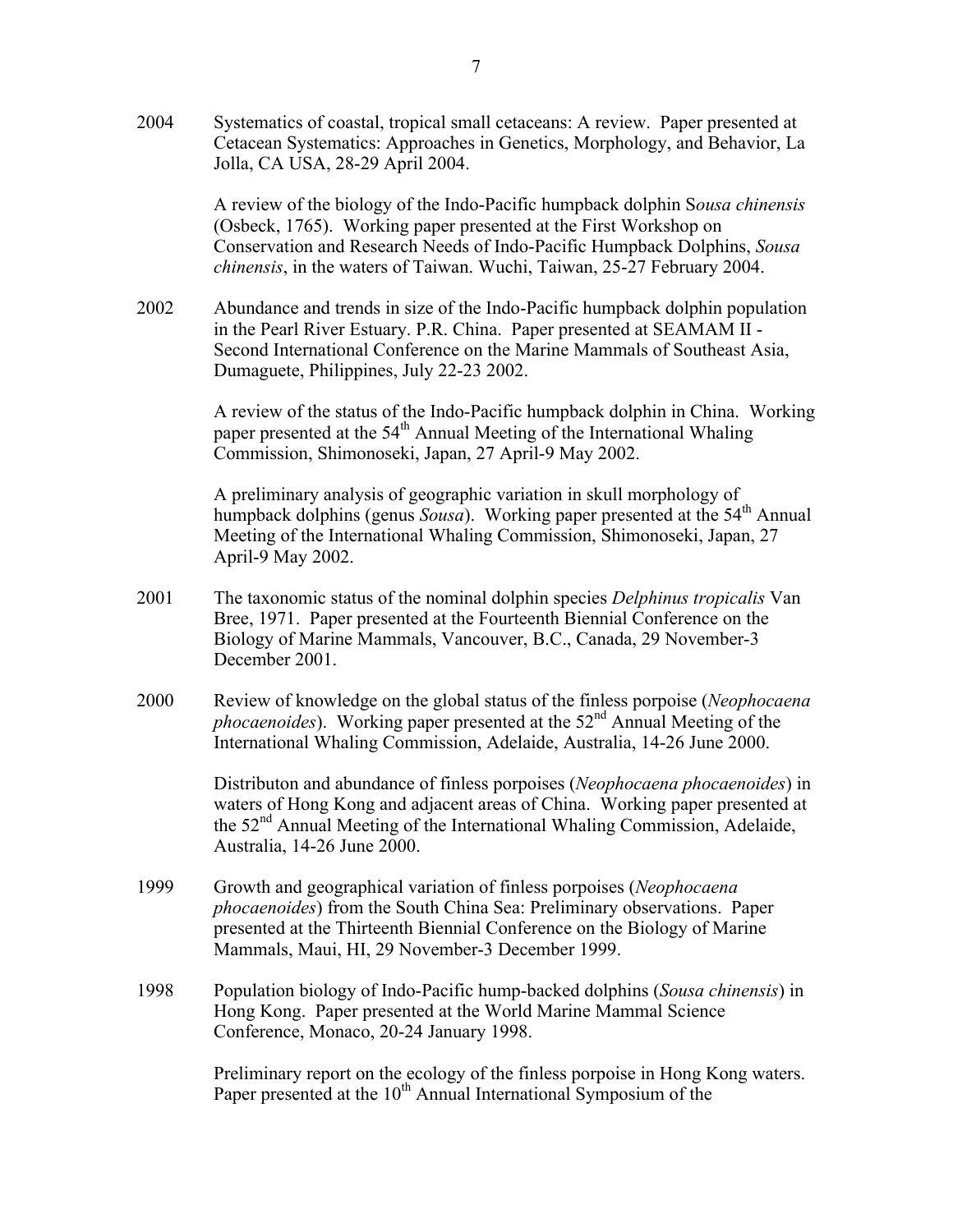2004 Systematics of coastal, tropical small cetaceans: A review. Paper presented at Cetacean Systematics: Approaches in Genetics, Morphology, and Behavior, La Jolla, CA USA, 28-29 April 2004.

A review of the biology of the Indo-Pacific humpback dolphin S*ousa chinensis* (Osbeck, 1765). Working paper presented at the First Workshop on Conservation and Research Needs of Indo-Pacific Humpback Dolphins, *Sousa chinensis*, in the waters of Taiwan. Wuchi, Taiwan, 25-27 February 2004.

2002 Abundance and trends in size of the Indo-Pacific humpback dolphin population in the Pearl River Estuary. P.R. China. Paper presented at SEAMAM II - Second International Conference on the Marine Mammals of Southeast Asia, Dumaguete, Philippines, July 22-23 2002.

A review of the status of the Indo-Pacific humpback dolphin in China. Working paper presented at the 54th Annual Meeting of the International Whaling Commission, Shimonoseki, Japan, 27 April-9 May 2002.

A preliminary analysis of geographic variation in skull morphology of humpback dolphins (genus *Sousa*). Working paper presented at the 54th Annual Meeting of the International Whaling Commission, Shimonoseki, Japan, 27 April-9 May 2002.

2001 The taxonomic status of the nominal dolphin species *Delphinus tropicalis* Van Bree, 1971. Paper presented at the Fourteenth Biennial Conference on the Biology of Marine Mammals, Vancouver, B.C., Canada, 29 November-3 December 2001.

2000 Review of knowledge on the global status of the finless porpoise (*Neophocaena phocaenoides*). Working paper presented at the 52nd Annual Meeting of the International Whaling Commission, Adelaide, Australia, 14-26 June 2000.

Distributon and abundance of finless porpoises (*Neophocaena phocaenoides*) in waters of Hong Kong and adjacent areas of China. Working paper presented at the 52nd Annual Meeting of the International Whaling Commission, Adelaide, Australia, 14-26 June 2000.

1999 Growth and geographical variation of finless porpoises (*Neophocaena phocaenoides*) from the South China Sea: Preliminary observations. Paper presented at the Thirteenth Biennial Conference on the Biology of Marine Mammals, Maui, HI, 29 November-3 December 1999.

1998 Population biology of Indo-Pacific hump-backed dolphins (*Sousa chinensis*) in Hong Kong. Paper presented at the World Marine Mammal Science Conference, Monaco, 20-24 January 1998.

Preliminary report on the ecology of the finless porpoise in Hong Kong waters. Paper presented at the 10th Annual International Symposium of the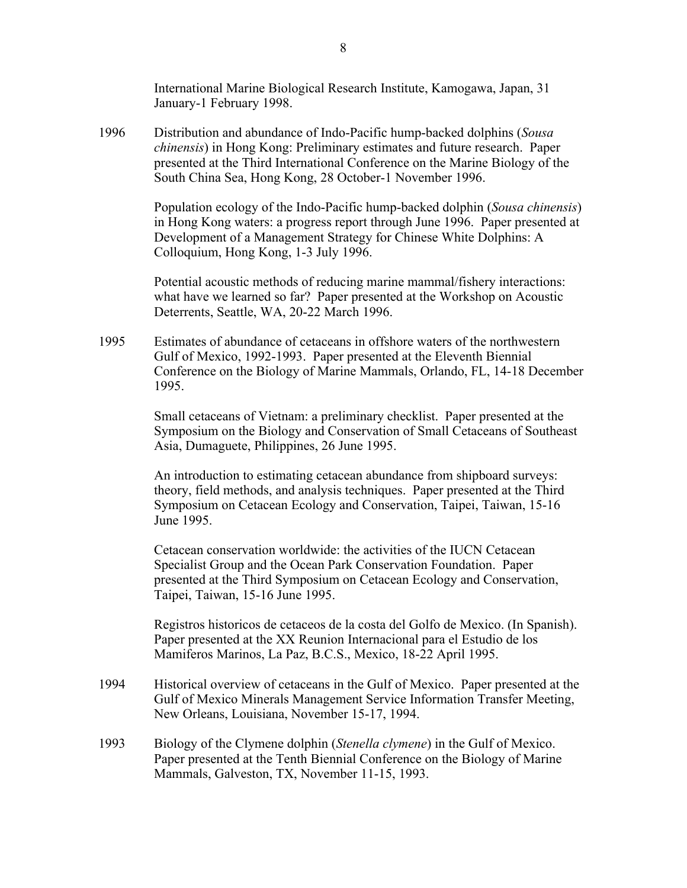International Marine Biological Research Institute, Kamogawa, Japan, 31 January-1 February 1998.

1996 Distribution and abundance of Indo-Pacific hump-backed dolphins (*Sousa chinensis*) in Hong Kong: Preliminary estimates and future research. Paper presented at the Third International Conference on the Marine Biology of the South China Sea, Hong Kong, 28 October-1 November 1996.

Population ecology of the Indo-Pacific hump-backed dolphin (*Sousa chinensis*) in Hong Kong waters: a progress report through June 1996. Paper presented at Development of a Management Strategy for Chinese White Dolphins: A Colloquium, Hong Kong, 1-3 July 1996.

Potential acoustic methods of reducing marine mammal/fishery interactions: what have we learned so far? Paper presented at the Workshop on Acoustic Deterrents, Seattle, WA, 20-22 March 1996.

1995 Estimates of abundance of cetaceans in offshore waters of the northwestern Gulf of Mexico, 1992-1993. Paper presented at the Eleventh Biennial Conference on the Biology of Marine Mammals, Orlando, FL, 14-18 December 1995.

Small cetaceans of Vietnam: a preliminary checklist. Paper presented at the Symposium on the Biology and Conservation of Small Cetaceans of Southeast Asia, Dumaguete, Philippines, 26 June 1995.

An introduction to estimating cetacean abundance from shipboard surveys: theory, field methods, and analysis techniques. Paper presented at the Third Symposium on Cetacean Ecology and Conservation, Taipei, Taiwan, 15-16 June 1995.

Cetacean conservation worldwide: the activities of the IUCN Cetacean Specialist Group and the Ocean Park Conservation Foundation. Paper presented at the Third Symposium on Cetacean Ecology and Conservation, Taipei, Taiwan, 15-16 June 1995.

Registros historicos de cetaceos de la costa del Golfo de Mexico. (In Spanish). Paper presented at the XX Reunion Internacional para el Estudio de los Mamiferos Marinos, La Paz, B.C.S., Mexico, 18-22 April 1995.

1994 Historical overview of cetaceans in the Gulf of Mexico. Paper presented at the Gulf of Mexico Minerals Management Service Information Transfer Meeting, New Orleans, Louisiana, November 15-17, 1994.

1993 Biology of the Clymene dolphin (*Stenella clymene*) in the Gulf of Mexico. Paper presented at the Tenth Biennial Conference on the Biology of Marine Mammals, Galveston, TX, November 11-15, 1993.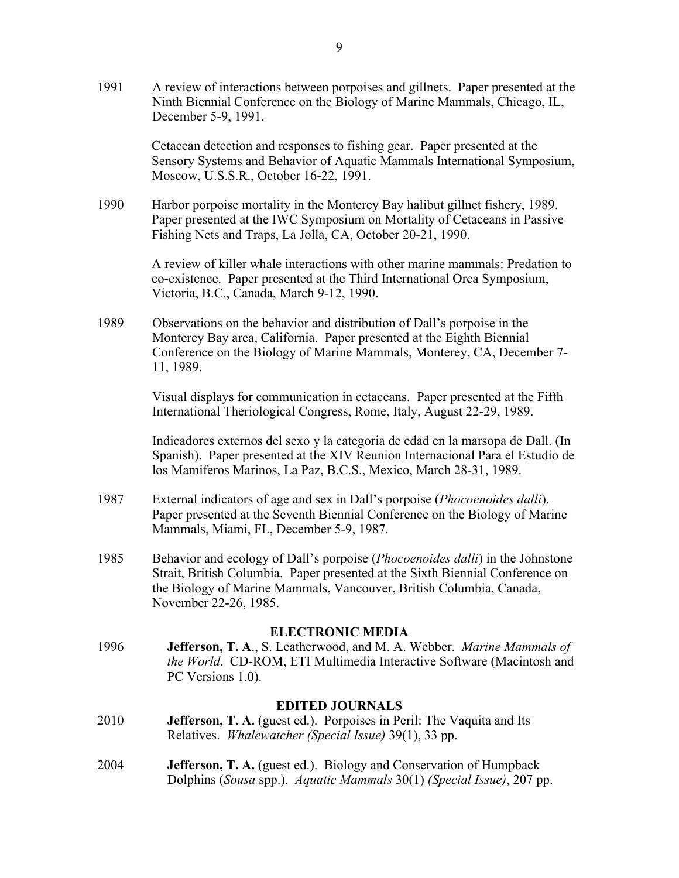1991 A review of interactions between porpoises and gillnets. Paper presented at the Ninth Biennial Conference on the Biology of Marine Mammals, Chicago, IL, December 5-9, 1991.

Cetacean detection and responses to fishing gear. Paper presented at the Sensory Systems and Behavior of Aquatic Mammals International Symposium, Moscow, U.S.S.R., October 16-22, 1991.

1990 Harbor porpoise mortality in the Monterey Bay halibut gillnet fishery, 1989. Paper presented at the IWC Symposium on Mortality of Cetaceans in Passive Fishing Nets and Traps, La Jolla, CA, October 20-21, 1990.

A review of killer whale interactions with other marine mammals: Predation to co-existence. Paper presented at the Third International Orca Symposium, Victoria, B.C., Canada, March 9-12, 1990.

1989 Observations on the behavior and distribution of Dall's porpoise in the Monterey Bay area, California. Paper presented at the Eighth Biennial Conference on the Biology of Marine Mammals, Monterey, CA, December 7-11, 1989.

Visual displays for communication in cetaceans. Paper presented at the Fifth International Theriological Congress, Rome, Italy, August 22-29, 1989.

Indicadores externos del sexo y la categoria de edad en la marsopa de Dall. (In Spanish). Paper presented at the XIV Reunion Internacional Para el Estudio de los Mamiferos Marinos, La Paz, B.C.S., Mexico, March 28-31, 1989.

1987 External indicators of age and sex in Dall's porpoise (*Phocoenoides dalli*). Paper presented at the Seventh Biennial Conference on the Biology of Marine Mammals, Miami, FL, December 5-9, 1987.

1985 Behavior and ecology of Dall's porpoise (*Phocoenoides dalli*) in the Johnstone Strait, British Columbia. Paper presented at the Sixth Biennial Conference on the Biology of Marine Mammals, Vancouver, British Columbia, Canada, November 22-26, 1985.

## ELECTRONIC MEDIA

1996 **Jefferson, T. A**., S. Leatherwood, and M. A. Webber. *Marine Mammals of the World*. CD-ROM, ETI Multimedia Interactive Software (Macintosh and PC Versions 1.0).

## EDITED JOURNALS

2010 **Jefferson, T. A.** (guest ed.). Porpoises in Peril: The Vaquita and Its Relatives. *Whalewatcher (Special Issue)* 39(1), 33 pp.

2004 **Jefferson, T. A.** (guest ed.). Biology and Conservation of Humpback Dolphins (*Sousa* spp.). *Aquatic Mammals* 30(1) *(Special Issue)*, 207 pp.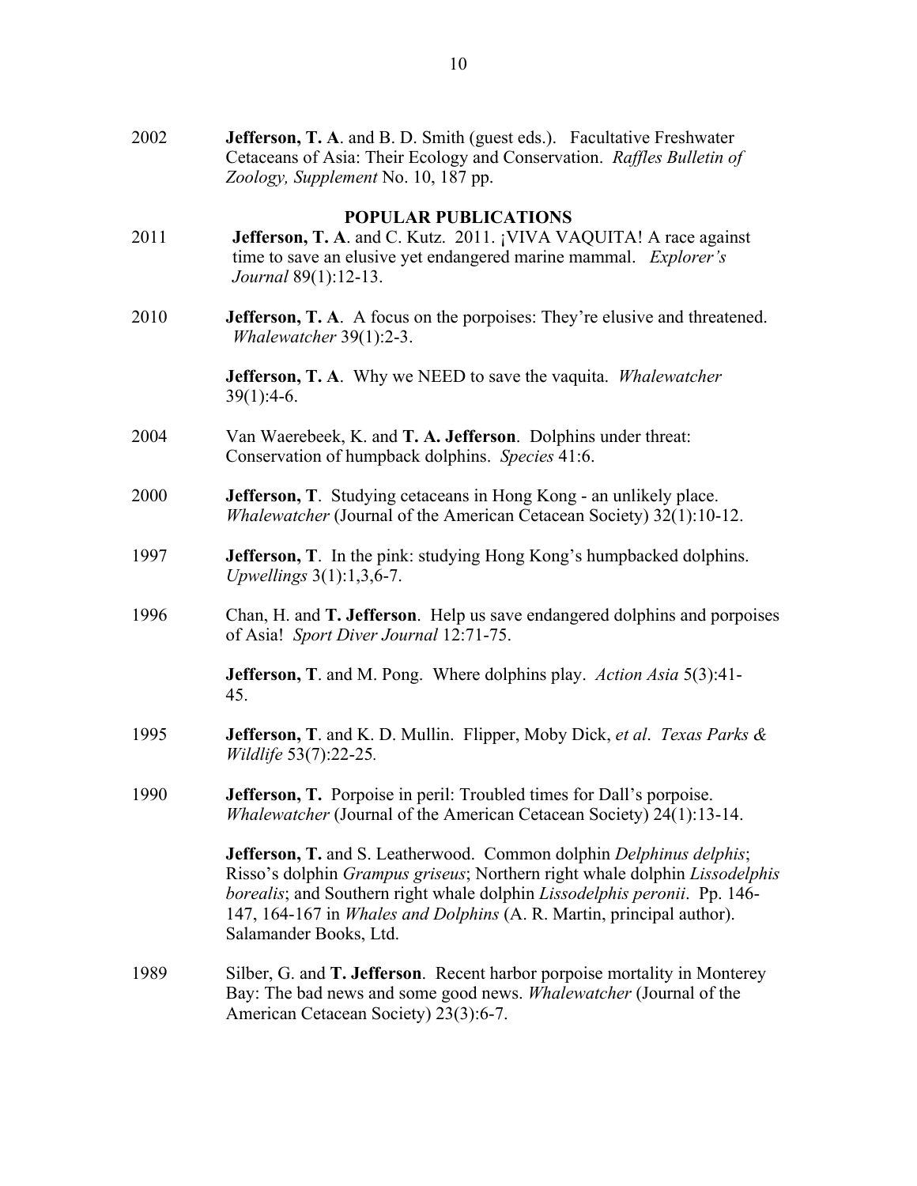2002 **Jefferson, T. A**. and B. D. Smith (guest eds.). Facultative Freshwater Cetaceans of Asia: Their Ecology and Conservation. *Raffles Bulletin of Zoology, Supplement* No. 10, 187 pp.

## POPULAR PUBLICATIONS

2011 **Jefferson, T. A**. and C. Kutz. 2011. ¡VIVA VAQUITA! A race against time to save an elusive yet endangered marine mammal. *Explorer's Journal* 89(1):12-13.

2010 **Jefferson, T. A**. A focus on the porpoises: They're elusive and threatened. *Whalewatcher* 39(1):2-3.

**Jefferson, T. A**. Why we NEED to save the vaquita. *Whalewatcher* 39(1):4-6.

2004 Van Waerebeek, K. and **T. A. Jefferson**. Dolphins under threat: Conservation of humpback dolphins. *Species* 41:6.

2000 **Jefferson, T**. Studying cetaceans in Hong Kong - an unlikely place. *Whalewatcher* (Journal of the American Cetacean Society) 32(1):10-12.

1997 **Jefferson, T**. In the pink: studying Hong Kong's humpbacked dolphins. *Upwellings* 3(1):1,3,6-7.

1996 Chan, H. and **T. Jefferson**. Help us save endangered dolphins and porpoises of Asia! *Sport Diver Journal* 12:71-75.

**Jefferson, T**. and M. Pong. Where dolphins play. *Action Asia* 5(3):41-45.

1995 **Jefferson, T**. and K. D. Mullin. Flipper, Moby Dick, *et al*. *Texas Parks & Wildlife* 53(7):22-25.

1990 **Jefferson, T.** Porpoise in peril: Troubled times for Dall's porpoise. *Whalewatcher* (Journal of the American Cetacean Society) 24(1):13-14.

**Jefferson, T.** and S. Leatherwood. Common dolphin *Delphinus delphis*; Risso's dolphin *Grampus griseus*; Northern right whale dolphin *Lissodelphis borealis*; and Southern right whale dolphin *Lissodelphis peronii*. Pp. 146-147, 164-167 in *Whales and Dolphins* (A. R. Martin, principal author). Salamander Books, Ltd.

1989 Silber, G. and **T. Jefferson**. Recent harbor porpoise mortality in Monterey Bay: The bad news and some good news. *Whalewatcher* (Journal of the American Cetacean Society) 23(3):6-7.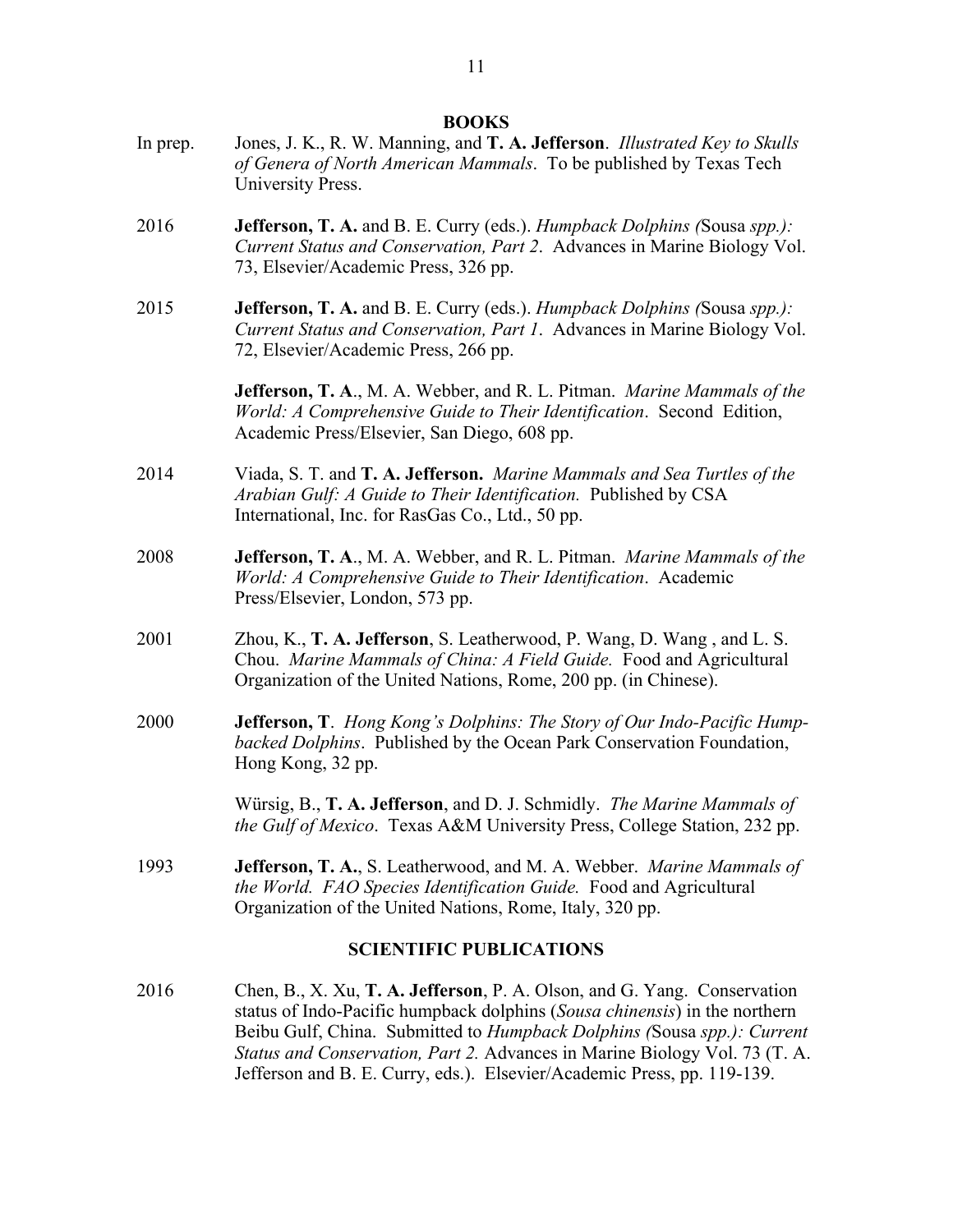## BOOKS

In prep. Jones, J. K., R. W. Manning, and **T. A. Jefferson**. *Illustrated Key to Skulls of Genera of North American Mammals*. To be published by Texas Tech University Press.

2016 **Jefferson, T. A.** and B. E. Curry (eds.). *Humpback Dolphins (*Sousa *spp.): Current Status and Conservation, Part 2*. Advances in Marine Biology Vol. 73, Elsevier/Academic Press, 326 pp.

2015 **Jefferson, T. A.** and B. E. Curry (eds.). *Humpback Dolphins (*Sousa *spp.): Current Status and Conservation, Part 1*. Advances in Marine Biology Vol. 72, Elsevier/Academic Press, 266 pp.

**Jefferson, T. A**., M. A. Webber, and R. L. Pitman. *Marine Mammals of the World: A Comprehensive Guide to Their Identification*. Second Edition, Academic Press/Elsevier, San Diego, 608 pp.

2014 Viada, S. T. and **T. A. Jefferson.** *Marine Mammals and Sea Turtles of the Arabian Gulf: A Guide to Their Identification.* Published by CSA International, Inc. for RasGas Co., Ltd., 50 pp.

2008 **Jefferson, T. A**., M. A. Webber, and R. L. Pitman. *Marine Mammals of the World: A Comprehensive Guide to Their Identification*. Academic Press/Elsevier, London, 573 pp.

2001 Zhou, K., **T. A. Jefferson**, S. Leatherwood, P. Wang, D. Wang , and L. S. Chou. *Marine Mammals of China: A Field Guide.* Food and Agricultural Organization of the United Nations, Rome, 200 pp. (in Chinese).

2000 **Jefferson, T**. *Hong Kong's Dolphins: The Story of Our Indo-Pacific Hump-backed Dolphins*. Published by the Ocean Park Conservation Foundation, Hong Kong, 32 pp.

Würsig, B., **T. A. Jefferson**, and D. J. Schmidly. *The Marine Mammals of the Gulf of Mexico*. Texas A&M University Press, College Station, 232 pp.

1993 **Jefferson, T. A.**, S. Leatherwood, and M. A. Webber. *Marine Mammals of the World. FAO Species Identification Guide.* Food and Agricultural Organization of the United Nations, Rome, Italy, 320 pp.

## SCIENTIFIC PUBLICATIONS

2016 Chen, B., X. Xu, **T. A. Jefferson**, P. A. Olson, and G. Yang. Conservation status of Indo-Pacific humpback dolphins (*Sousa chinensis*) in the northern Beibu Gulf, China. Submitted to *Humpback Dolphins (*Sousa *spp.): Current Status and Conservation, Part 2.* Advances in Marine Biology Vol. 73 (T. A. Jefferson and B. E. Curry, eds.). Elsevier/Academic Press, pp. 119-139.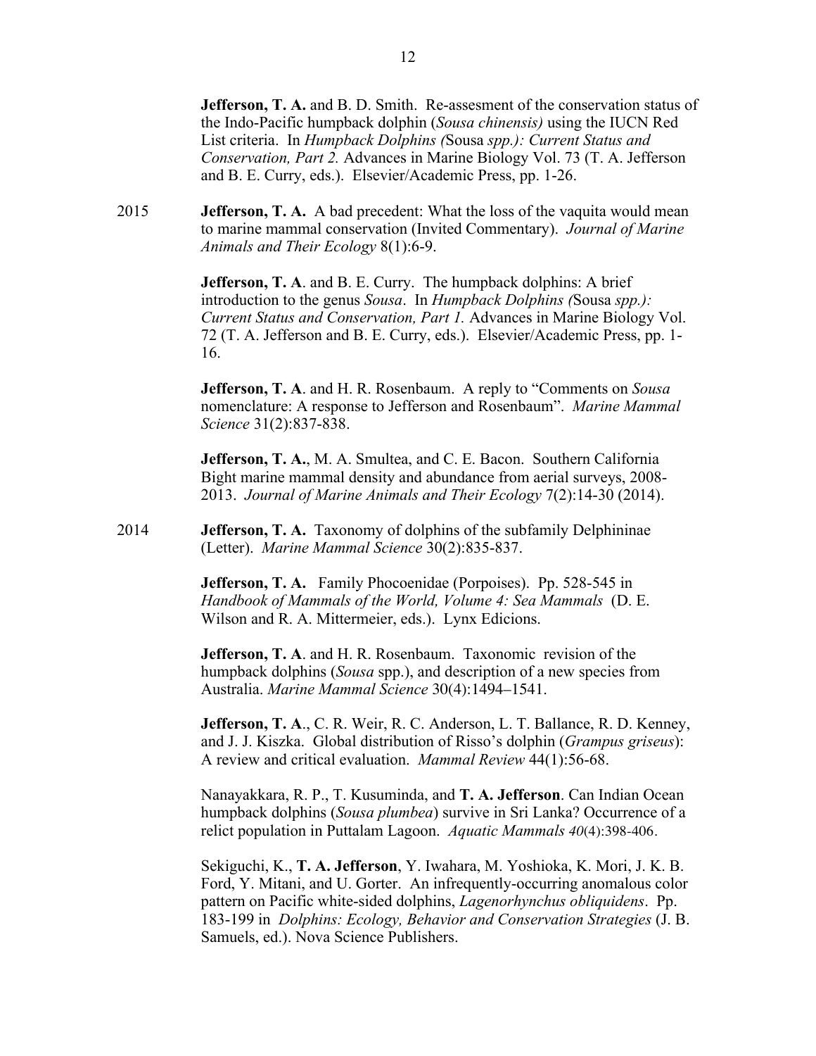**Jefferson, T. A.** and B. D. Smith. Re-assesment of the conservation status of the Indo-Pacific humpback dolphin (*Sousa chinensis)* using the IUCN Red List criteria. In *Humpback Dolphins (*Sousa *spp.): Current Status and Conservation, Part 2.* Advances in Marine Biology Vol. 73 (T. A. Jefferson and B. E. Curry, eds.). Elsevier/Academic Press, pp. 1-26.

2015 **Jefferson, T. A.** A bad precedent: What the loss of the vaquita would mean to marine mammal conservation (Invited Commentary). *Journal of Marine Animals and Their Ecology* 8(1):6-9.

**Jefferson, T. A**. and B. E. Curry. The humpback dolphins: A brief introduction to the genus *Sousa*. In *Humpback Dolphins (*Sousa *spp.): Current Status and Conservation, Part 1.* Advances in Marine Biology Vol. 72 (T. A. Jefferson and B. E. Curry, eds.). Elsevier/Academic Press, pp. 1-16.

**Jefferson, T. A**. and H. R. Rosenbaum. A reply to "Comments on *Sousa* nomenclature: A response to Jefferson and Rosenbaum". *Marine Mammal Science* 31(2):837-838.

**Jefferson, T. A.**, M. A. Smultea, and C. E. Bacon. Southern California Bight marine mammal density and abundance from aerial surveys, 2008-2013. *Journal of Marine Animals and Their Ecology* 7(2):14-30 (2014).

2014 **Jefferson, T. A.** Taxonomy of dolphins of the subfamily Delphininae (Letter). *Marine Mammal Science* 30(2):835-837.

**Jefferson, T. A.** Family Phocoenidae (Porpoises). Pp. 528-545 in *Handbook of Mammals of the World, Volume 4: Sea Mammals* (D. E. Wilson and R. A. Mittermeier, eds.). Lynx Edicions.

**Jefferson, T. A**. and H. R. Rosenbaum. Taxonomic revision of the humpback dolphins (*Sousa* spp.), and description of a new species from Australia. *Marine Mammal Science* 30(4):1494–1541.

**Jefferson, T. A**., C. R. Weir, R. C. Anderson, L. T. Ballance, R. D. Kenney, and J. J. Kiszka. Global distribution of Risso's dolphin (*Grampus griseus*): A review and critical evaluation. *Mammal Review* 44(1):56-68.

Nanayakkara, R. P., T. Kusuminda, and **T. A. Jefferson**. Can Indian Ocean humpback dolphins (*Sousa plumbea*) survive in Sri Lanka? Occurrence of a relict population in Puttalam Lagoon. *Aquatic Mammals 40*(4):398-406.

Sekiguchi, K., **T. A. Jefferson**, Y. Iwahara, M. Yoshioka, K. Mori, J. K. B. Ford, Y. Mitani, and U. Gorter. An infrequently-occurring anomalous color pattern on Pacific white-sided dolphins, *Lagenorhynchus obliquidens*. Pp. 183-199 in *Dolphins: Ecology, Behavior and Conservation Strategies* (J. B. Samuels, ed.). Nova Science Publishers.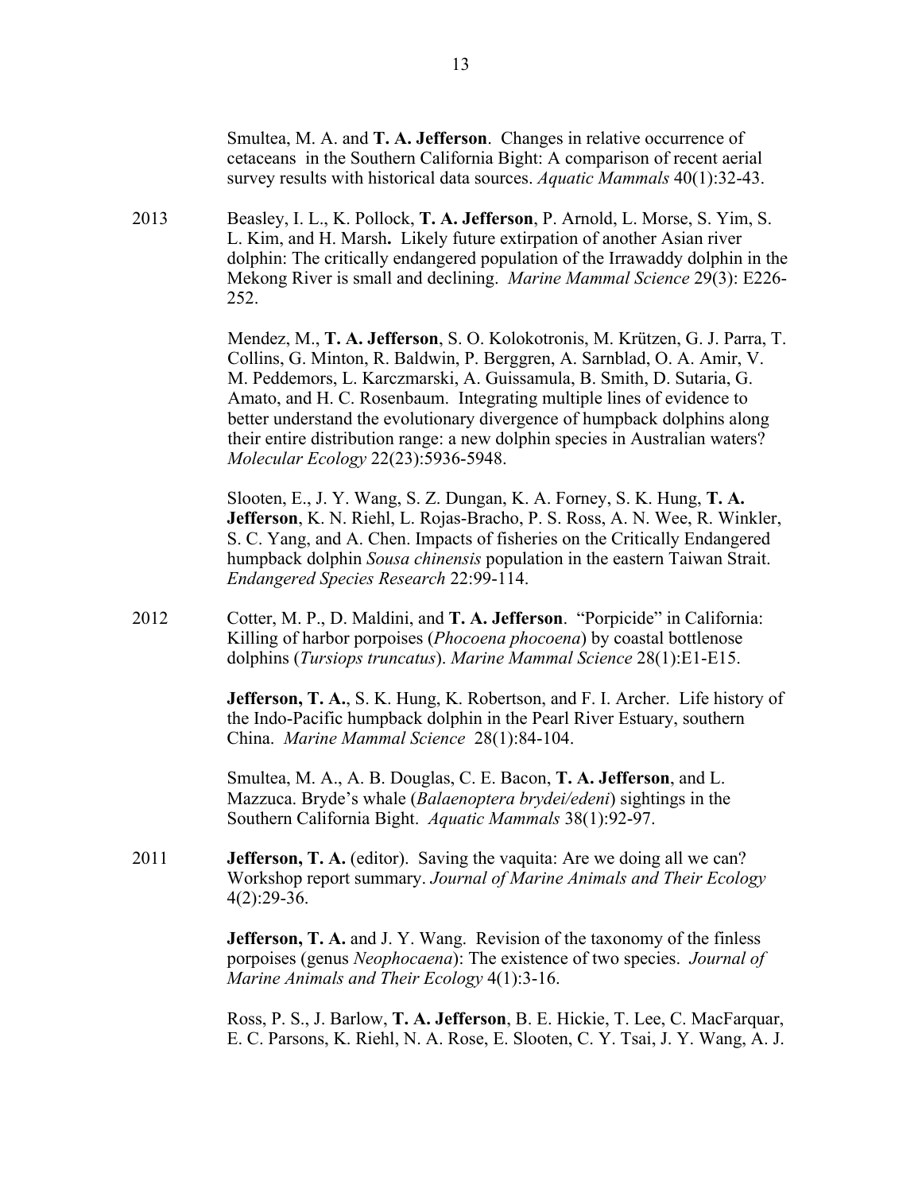Smultea, M. A. and **T. A. Jefferson**. Changes in relative occurrence of cetaceans in the Southern California Bight: A comparison of recent aerial survey results with historical data sources. *Aquatic Mammals* 40(1):32-43.

2013 Beasley, I. L., K. Pollock, **T. A. Jefferson**, P. Arnold, L. Morse, S. Yim, S. L. Kim, and H. Marsh**.** Likely future extirpation of another Asian river dolphin: The critically endangered population of the Irrawaddy dolphin in the Mekong River is small and declining. *Marine Mammal Science* 29(3): E226-252.

Mendez, M., **T. A. Jefferson**, S. O. Kolokotronis, M. Krützen, G. J. Parra, T. Collins, G. Minton, R. Baldwin, P. Berggren, A. Sarnblad, O. A. Amir, V. M. Peddemors, L. Karczmarski, A. Guissamula, B. Smith, D. Sutaria, G. Amato, and H. C. Rosenbaum. Integrating multiple lines of evidence to better understand the evolutionary divergence of humpback dolphins along their entire distribution range: a new dolphin species in Australian waters? *Molecular Ecology* 22(23):5936-5948.

Slooten, E., J. Y. Wang, S. Z. Dungan, K. A. Forney, S. K. Hung, **T. A. Jefferson**, K. N. Riehl, L. Rojas-Bracho, P. S. Ross, A. N. Wee, R. Winkler, S. C. Yang, and A. Chen. Impacts of fisheries on the Critically Endangered humpback dolphin *Sousa chinensis* population in the eastern Taiwan Strait. *Endangered Species Research* 22:99-114.

2012 Cotter, M. P., D. Maldini, and **T. A. Jefferson**. "Porpicide" in California: Killing of harbor porpoises (*Phocoena phocoena*) by coastal bottlenose dolphins (*Tursiops truncatus*). *Marine Mammal Science* 28(1):E1-E15.

**Jefferson, T. A.**, S. K. Hung, K. Robertson, and F. I. Archer. Life history of the Indo-Pacific humpback dolphin in the Pearl River Estuary, southern China. *Marine Mammal Science* 28(1):84-104.

Smultea, M. A., A. B. Douglas, C. E. Bacon, **T. A. Jefferson**, and L. Mazzuca. Bryde's whale (*Balaenoptera brydei/edeni*) sightings in the Southern California Bight. *Aquatic Mammals* 38(1):92-97.

2011 **Jefferson, T. A.** (editor). Saving the vaquita: Are we doing all we can? Workshop report summary. *Journal of Marine Animals and Their Ecology* 4(2):29-36.

**Jefferson, T. A.** and J. Y. Wang. Revision of the taxonomy of the finless porpoises (genus *Neophocaena*): The existence of two species. *Journal of Marine Animals and Their Ecology* 4(1):3-16.

Ross, P. S., J. Barlow, **T. A. Jefferson**, B. E. Hickie, T. Lee, C. MacFarquar, E. C. Parsons, K. Riehl, N. A. Rose, E. Slooten, C. Y. Tsai, J. Y. Wang, A. J.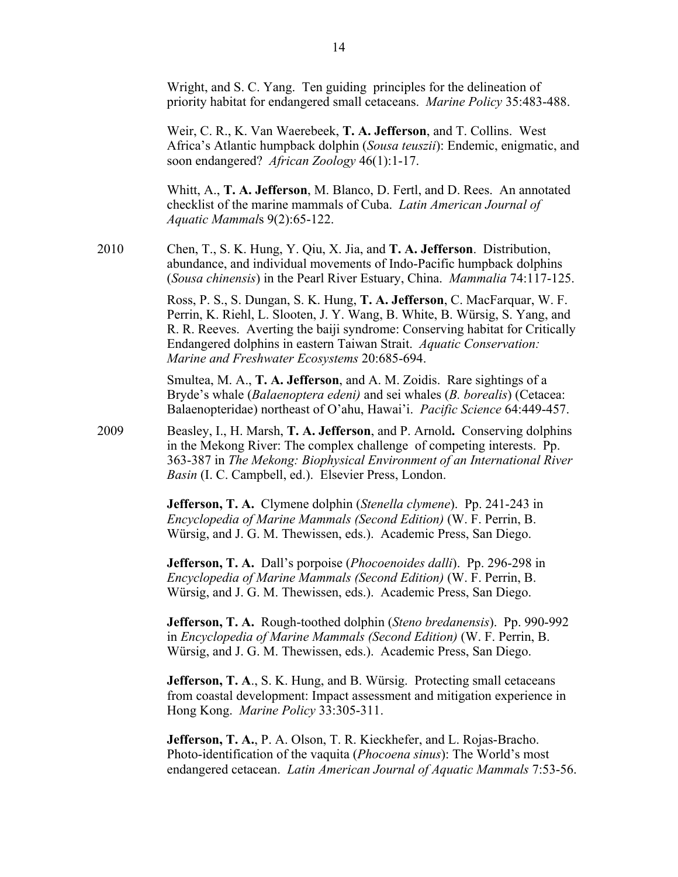Wright, and S. C. Yang. Ten guiding principles for the delineation of priority habitat for endangered small cetaceans. *Marine Policy* 35:483-488.

Weir, C. R., K. Van Waerebeek, **T. A. Jefferson**, and T. Collins. West Africa's Atlantic humpback dolphin (*Sousa teuszii*): Endemic, enigmatic, and soon endangered? *African Zoology* 46(1):1-17.

Whitt, A., **T. A. Jefferson**, M. Blanco, D. Fertl, and D. Rees. An annotated checklist of the marine mammals of Cuba. *Latin American Journal of Aquatic Mammals* 9(2):65-122.

2010 Chen, T., S. K. Hung, Y. Qiu, X. Jia, and **T. A. Jefferson**. Distribution, abundance, and individual movements of Indo-Pacific humpback dolphins (*Sousa chinensis*) in the Pearl River Estuary, China. *Mammalia* 74:117-125.

Ross, P. S., S. Dungan, S. K. Hung, **T. A. Jefferson**, C. MacFarquar, W. F. Perrin, K. Riehl, L. Slooten, J. Y. Wang, B. White, B. Würsig, S. Yang, and R. R. Reeves. Averting the baiji syndrome: Conserving habitat for Critically Endangered dolphins in eastern Taiwan Strait. *Aquatic Conservation: Marine and Freshwater Ecosystems* 20:685-694.

Smultea, M. A., **T. A. Jefferson**, and A. M. Zoidis. Rare sightings of a Bryde's whale (*Balaenoptera edeni)* and sei whales (*B. borealis*) (Cetacea: Balaenopteridae) northeast of O'ahu, Hawai'i. *Pacific Science* 64:449-457.

2009 Beasley, I., H. Marsh, **T. A. Jefferson**, and P. Arnold**.** Conserving dolphins in the Mekong River: The complex challenge of competing interests. Pp. 363-387 in *The Mekong: Biophysical Environment of an International River Basin* (I. C. Campbell, ed.). Elsevier Press, London.

**Jefferson, T. A.** Clymene dolphin (*Stenella clymene*). Pp. 241-243 in *Encyclopedia of Marine Mammals (Second Edition)* (W. F. Perrin, B. Würsig, and J. G. M. Thewissen, eds.). Academic Press, San Diego.

**Jefferson, T. A.** Dall's porpoise (*Phocoenoides dalli*). Pp. 296-298 in *Encyclopedia of Marine Mammals (Second Edition)* (W. F. Perrin, B. Würsig, and J. G. M. Thewissen, eds.). Academic Press, San Diego.

**Jefferson, T. A.** Rough-toothed dolphin (*Steno bredanensis*). Pp. 990-992 in *Encyclopedia of Marine Mammals (Second Edition)* (W. F. Perrin, B. Würsig, and J. G. M. Thewissen, eds.). Academic Press, San Diego.

**Jefferson, T. A**., S. K. Hung, and B. Würsig. Protecting small cetaceans from coastal development: Impact assessment and mitigation experience in Hong Kong. *Marine Policy* 33:305-311.

**Jefferson, T. A.**, P. A. Olson, T. R. Kieckhefer, and L. Rojas-Bracho. Photo-identification of the vaquita (*Phocoena sinus*): The World's most endangered cetacean. *Latin American Journal of Aquatic Mammals* 7:53-56.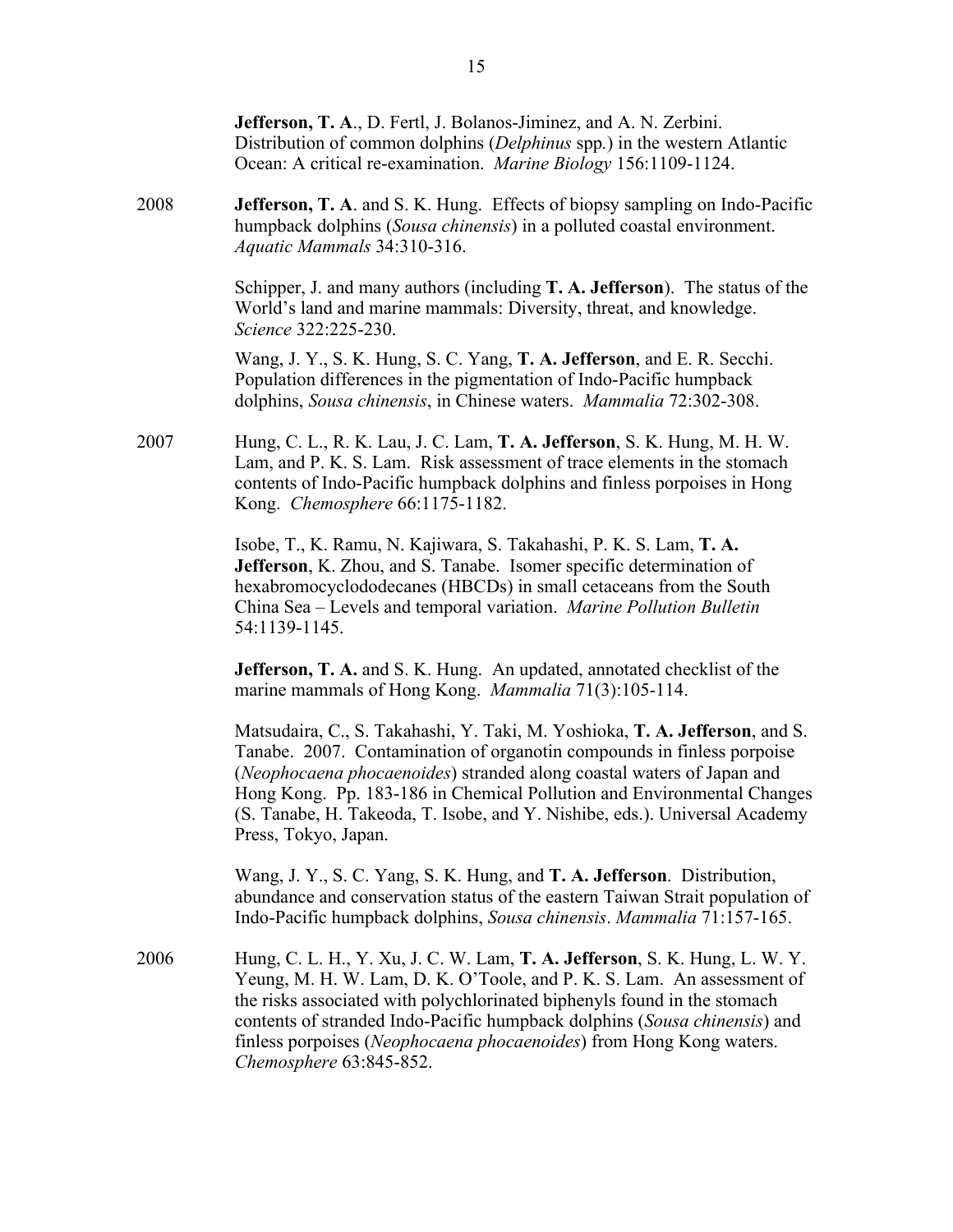**Jefferson, T. A**., D. Fertl, J. Bolanos-Jiminez, and A. N. Zerbini. Distribution of common dolphins (*Delphinus* spp.) in the western Atlantic Ocean: A critical re-examination. *Marine Biology* 156:1109-1124.

2008 **Jefferson, T. A**. and S. K. Hung. Effects of biopsy sampling on Indo-Pacific humpback dolphins (*Sousa chinensis*) in a polluted coastal environment. *Aquatic Mammals* 34:310-316.

Schipper, J. and many authors (including **T. A. Jefferson**). The status of the World's land and marine mammals: Diversity, threat, and knowledge. *Science* 322:225-230.

Wang, J. Y., S. K. Hung, S. C. Yang, **T. A. Jefferson**, and E. R. Secchi. Population differences in the pigmentation of Indo-Pacific humpback dolphins, *Sousa chinensis*, in Chinese waters. *Mammalia* 72:302-308.

2007 Hung, C. L., R. K. Lau, J. C. Lam, **T. A. Jefferson**, S. K. Hung, M. H. W. Lam, and P. K. S. Lam. Risk assessment of trace elements in the stomach contents of Indo-Pacific humpback dolphins and finless porpoises in Hong Kong. *Chemosphere* 66:1175-1182.

Isobe, T., K. Ramu, N. Kajiwara, S. Takahashi, P. K. S. Lam, **T. A. Jefferson**, K. Zhou, and S. Tanabe. Isomer specific determination of hexabromocyclododecanes (HBCDs) in small cetaceans from the South China Sea – Levels and temporal variation. *Marine Pollution Bulletin* 54:1139-1145.

**Jefferson, T. A.** and S. K. Hung. An updated, annotated checklist of the marine mammals of Hong Kong. *Mammalia* 71(3):105-114.

Matsudaira, C., S. Takahashi, Y. Taki, M. Yoshioka, **T. A. Jefferson**, and S. Tanabe. 2007. Contamination of organotin compounds in finless porpoise (*Neophocaena phocaenoides*) stranded along coastal waters of Japan and Hong Kong. Pp. 183-186 in Chemical Pollution and Environmental Changes (S. Tanabe, H. Takeoda, T. Isobe, and Y. Nishibe, eds.). Universal Academy Press, Tokyo, Japan.

Wang, J. Y., S. C. Yang, S. K. Hung, and **T. A. Jefferson**. Distribution, abundance and conservation status of the eastern Taiwan Strait population of Indo-Pacific humpback dolphins, *Sousa chinensis*. *Mammalia* 71:157-165.

2006 Hung, C. L. H., Y. Xu, J. C. W. Lam, **T. A. Jefferson**, S. K. Hung, L. W. Y. Yeung, M. H. W. Lam, D. K. O'Toole, and P. K. S. Lam. An assessment of the risks associated with polychlorinated biphenyls found in the stomach contents of stranded Indo-Pacific humpback dolphins (*Sousa chinensis*) and finless porpoises (*Neophocaena phocaenoides*) from Hong Kong waters. *Chemosphere* 63:845-852.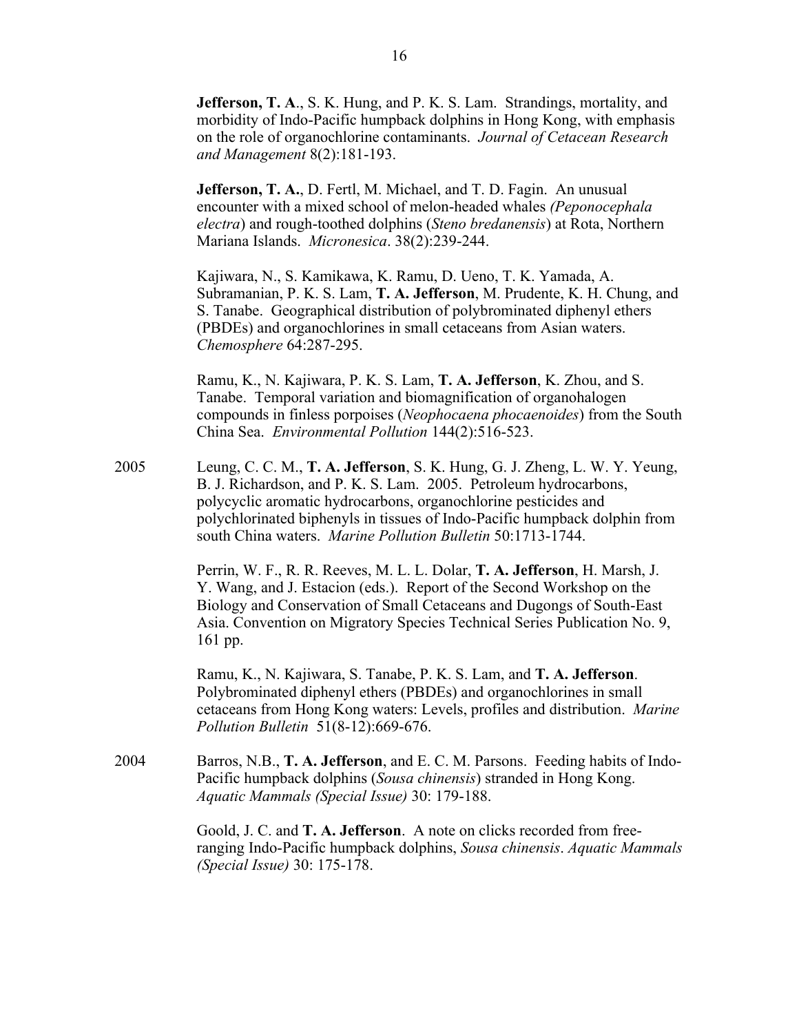**Jefferson, T. A**., S. K. Hung, and P. K. S. Lam. Strandings, mortality, and morbidity of Indo-Pacific humpback dolphins in Hong Kong, with emphasis on the role of organochlorine contaminants. *Journal of Cetacean Research and Management* 8(2):181-193.

**Jefferson, T. A.**, D. Fertl, M. Michael, and T. D. Fagin. An unusual encounter with a mixed school of melon-headed whales *(Peponocephala electra*) and rough-toothed dolphins (*Steno bredanensis*) at Rota, Northern Mariana Islands. *Micronesica*. 38(2):239-244.

Kajiwara, N., S. Kamikawa, K. Ramu, D. Ueno, T. K. Yamada, A. Subramanian, P. K. S. Lam, **T. A. Jefferson**, M. Prudente, K. H. Chung, and S. Tanabe. Geographical distribution of polybrominated diphenyl ethers (PBDEs) and organochlorines in small cetaceans from Asian waters. *Chemosphere* 64:287-295.

Ramu, K., N. Kajiwara, P. K. S. Lam, **T. A. Jefferson**, K. Zhou, and S. Tanabe. Temporal variation and biomagnification of organohalogen compounds in finless porpoises (*Neophocaena phocaenoides*) from the South China Sea. *Environmental Pollution* 144(2):516-523.

2005 Leung, C. C. M., **T. A. Jefferson**, S. K. Hung, G. J. Zheng, L. W. Y. Yeung, B. J. Richardson, and P. K. S. Lam. 2005. Petroleum hydrocarbons, polycyclic aromatic hydrocarbons, organochlorine pesticides and polychlorinated biphenyls in tissues of Indo-Pacific humpback dolphin from south China waters. *Marine Pollution Bulletin* 50:1713-1744.

Perrin, W. F., R. R. Reeves, M. L. L. Dolar, **T. A. Jefferson**, H. Marsh, J. Y. Wang, and J. Estacion (eds.). Report of the Second Workshop on the Biology and Conservation of Small Cetaceans and Dugongs of South-East Asia. Convention on Migratory Species Technical Series Publication No. 9, 161 pp.

Ramu, K., N. Kajiwara, S. Tanabe, P. K. S. Lam, and **T. A. Jefferson**. Polybrominated diphenyl ethers (PBDEs) and organochlorines in small cetaceans from Hong Kong waters: Levels, profiles and distribution. *Marine Pollution Bulletin* 51(8-12):669-676.

2004 Barros, N.B., **T. A. Jefferson**, and E. C. M. Parsons. Feeding habits of Indo-Pacific humpback dolphins (*Sousa chinensis*) stranded in Hong Kong. *Aquatic Mammals (Special Issue)* 30: 179-188.

Goold, J. C. and **T. A. Jefferson**. A note on clicks recorded from free-ranging Indo-Pacific humpback dolphins, *Sousa chinensis*. *Aquatic Mammals (Special Issue)* 30: 175-178.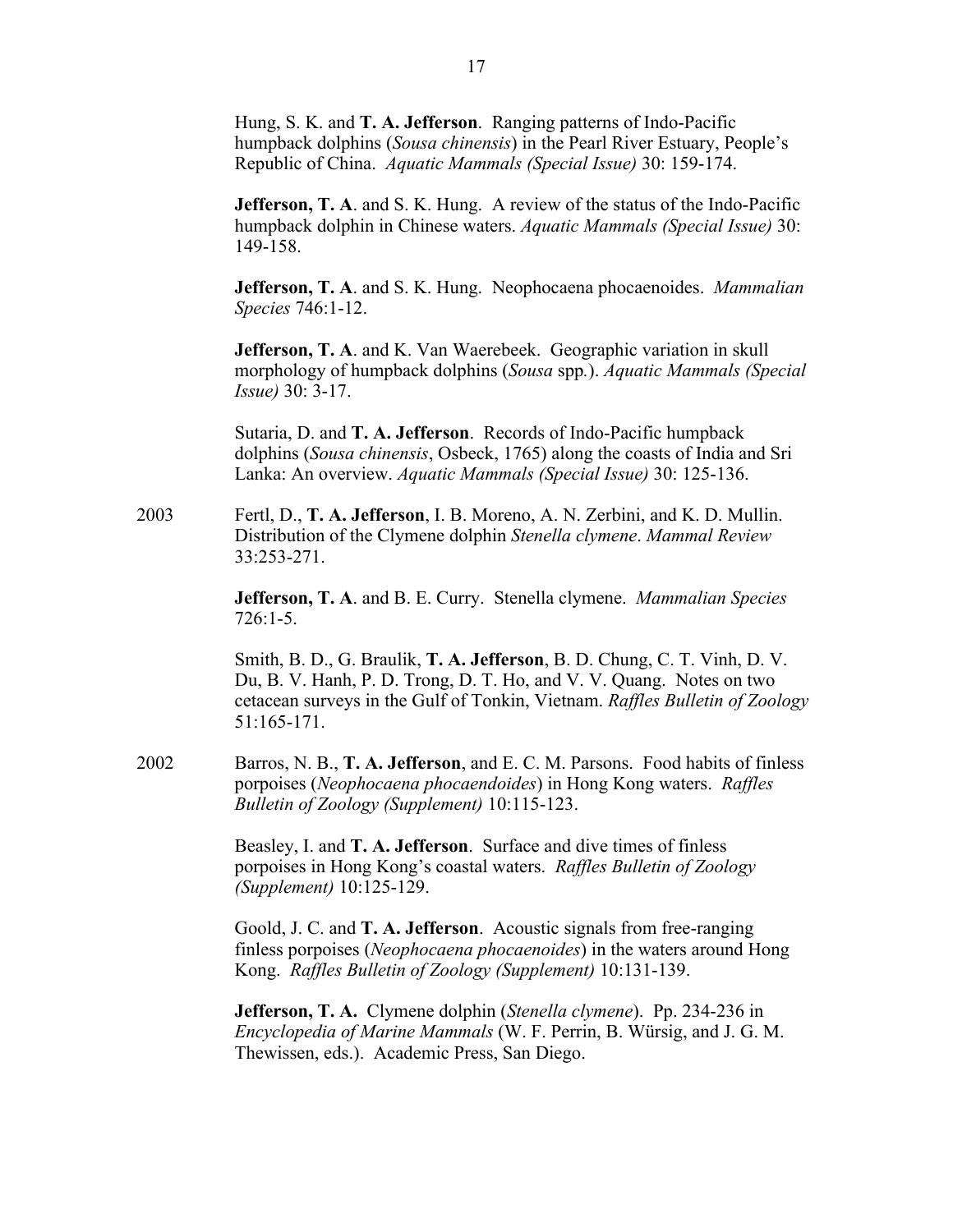Hung, S. K. and **T. A. Jefferson**. Ranging patterns of Indo-Pacific humpback dolphins (*Sousa chinensis*) in the Pearl River Estuary, People's Republic of China. *Aquatic Mammals (Special Issue)* 30: 159-174.

**Jefferson, T. A**. and S. K. Hung. A review of the status of the Indo-Pacific humpback dolphin in Chinese waters. *Aquatic Mammals (Special Issue)* 30: 149-158.

**Jefferson, T. A**. and S. K. Hung. Neophocaena phocaenoides. *Mammalian Species* 746:1-12.

**Jefferson, T. A**. and K. Van Waerebeek. Geographic variation in skull morphology of humpback dolphins (*Sousa* spp.). *Aquatic Mammals (Special Issue)* 30: 3-17.

Sutaria, D. and **T. A. Jefferson**. Records of Indo-Pacific humpback dolphins (*Sousa chinensis*, Osbeck, 1765) along the coasts of India and Sri Lanka: An overview. *Aquatic Mammals (Special Issue)* 30: 125-136.

2003 Fertl, D., **T. A. Jefferson**, I. B. Moreno, A. N. Zerbini, and K. D. Mullin. Distribution of the Clymene dolphin *Stenella clymene*. *Mammal Review* 33:253-271.

**Jefferson, T. A**. and B. E. Curry. Stenella clymene. *Mammalian Species* 726:1-5.

Smith, B. D., G. Braulik, **T. A. Jefferson**, B. D. Chung, C. T. Vinh, D. V. Du, B. V. Hanh, P. D. Trong, D. T. Ho, and V. V. Quang. Notes on two cetacean surveys in the Gulf of Tonkin, Vietnam. *Raffles Bulletin of Zoology* 51:165-171.

2002 Barros, N. B., **T. A. Jefferson**, and E. C. M. Parsons. Food habits of finless porpoises (*Neophocaena phocaendoides*) in Hong Kong waters. *Raffles Bulletin of Zoology (Supplement)* 10:115-123.

Beasley, I. and **T. A. Jefferson**. Surface and dive times of finless porpoises in Hong Kong's coastal waters. *Raffles Bulletin of Zoology (Supplement)* 10:125-129.

Goold, J. C. and **T. A. Jefferson**. Acoustic signals from free-ranging finless porpoises (*Neophocaena phocaenoides*) in the waters around Hong Kong. *Raffles Bulletin of Zoology (Supplement)* 10:131-139.

**Jefferson, T. A.** Clymene dolphin (*Stenella clymene*). Pp. 234-236 in *Encyclopedia of Marine Mammals* (W. F. Perrin, B. Würsig, and J. G. M. Thewissen, eds.). Academic Press, San Diego.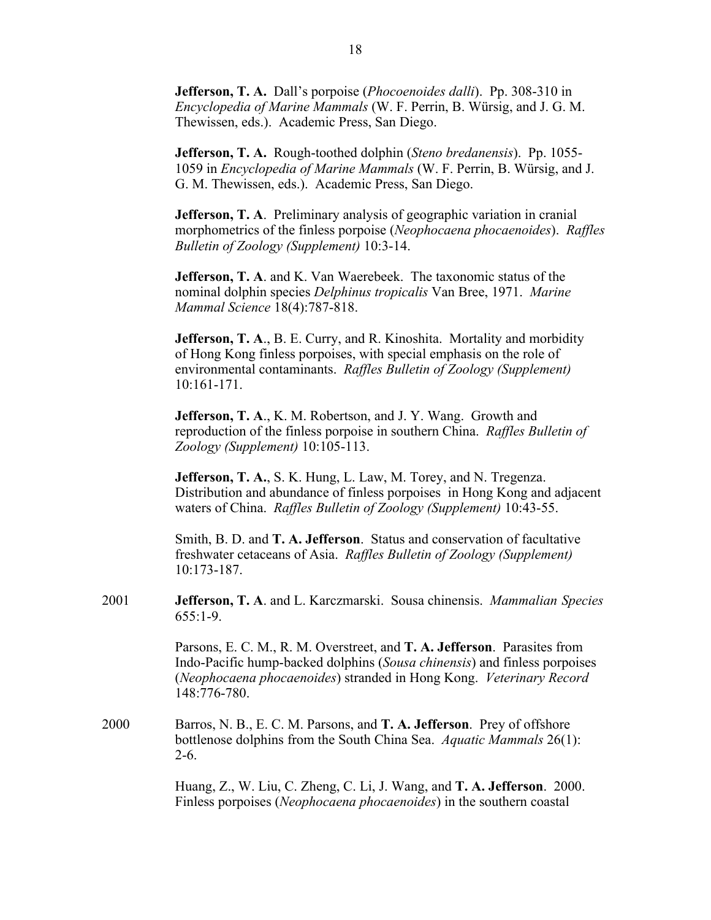**Jefferson, T. A.** Dall's porpoise (*Phocoenoides dalli*). Pp. 308-310 in *Encyclopedia of Marine Mammals* (W. F. Perrin, B. Würsig, and J. G. M. Thewissen, eds.). Academic Press, San Diego.

**Jefferson, T. A.** Rough-toothed dolphin (*Steno bredanensis*). Pp. 1055-1059 in *Encyclopedia of Marine Mammals* (W. F. Perrin, B. Würsig, and J. G. M. Thewissen, eds.). Academic Press, San Diego.

**Jefferson, T. A**. Preliminary analysis of geographic variation in cranial morphometrics of the finless porpoise (*Neophocaena phocaenoides*). *Raffles Bulletin of Zoology (Supplement)* 10:3-14.

**Jefferson, T. A**. and K. Van Waerebeek. The taxonomic status of the nominal dolphin species *Delphinus tropicalis* Van Bree, 1971. *Marine Mammal Science* 18(4):787-818.

**Jefferson, T. A**., B. E. Curry, and R. Kinoshita. Mortality and morbidity of Hong Kong finless porpoises, with special emphasis on the role of environmental contaminants. *Raffles Bulletin of Zoology (Supplement)* 10:161-171.

**Jefferson, T. A**., K. M. Robertson, and J. Y. Wang. Growth and reproduction of the finless porpoise in southern China. *Raffles Bulletin of Zoology (Supplement)* 10:105-113.

**Jefferson, T. A.**, S. K. Hung, L. Law, M. Torey, and N. Tregenza. Distribution and abundance of finless porpoises in Hong Kong and adjacent waters of China. *Raffles Bulletin of Zoology (Supplement)* 10:43-55.

Smith, B. D. and **T. A. Jefferson**. Status and conservation of facultative freshwater cetaceans of Asia. *Raffles Bulletin of Zoology (Supplement)* 10:173-187.

2001 **Jefferson, T. A**. and L. Karczmarski. Sousa chinensis. *Mammalian Species* 655:1-9.

Parsons, E. C. M., R. M. Overstreet, and **T. A. Jefferson**. Parasites from Indo-Pacific hump-backed dolphins (*Sousa chinensis*) and finless porpoises (*Neophocaena phocaenoides*) stranded in Hong Kong. *Veterinary Record* 148:776-780.

2000 Barros, N. B., E. C. M. Parsons, and **T. A. Jefferson**. Prey of offshore bottlenose dolphins from the South China Sea. *Aquatic Mammals* 26(1): 2-6.

Huang, Z., W. Liu, C. Zheng, C. Li, J. Wang, and **T. A. Jefferson**. 2000. Finless porpoises (*Neophocaena phocaenoides*) in the southern coastal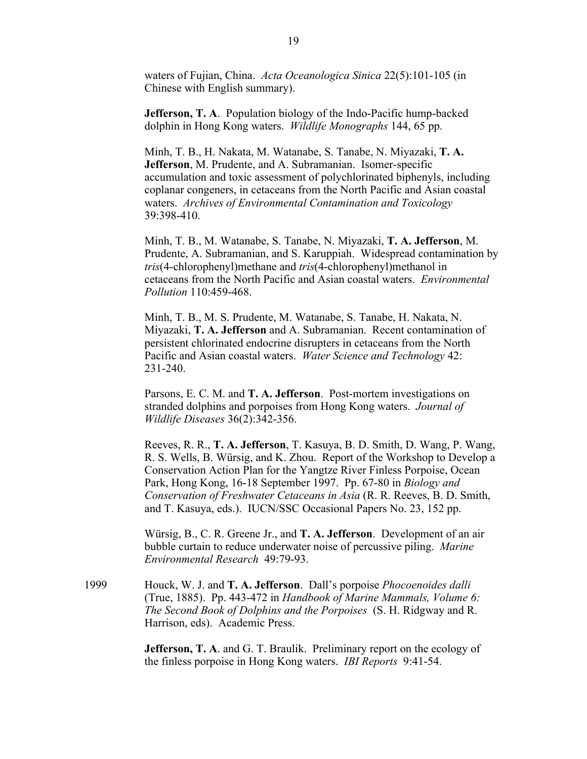waters of Fujian, China. *Acta Oceanologica Sinica* 22(5):101-105 (in Chinese with English summary).

**Jefferson, T. A**. Population biology of the Indo-Pacific hump-backed dolphin in Hong Kong waters. *Wildlife Monographs* 144, 65 pp.

Minh, T. B., H. Nakata, M. Watanabe, S. Tanabe, N. Miyazaki, **T. A. Jefferson**, M. Prudente, and A. Subramanian. Isomer-specific accumulation and toxic assessment of polychlorinated biphenyls, including coplanar congeners, in cetaceans from the North Pacific and Asian coastal waters. *Archives of Environmental Contamination and Toxicology* 39:398-410.

Minh, T. B., M. Watanabe, S. Tanabe, N. Miyazaki, **T. A. Jefferson**, M. Prudente, A. Subramanian, and S. Karuppiah. Widespread contamination by *tris*(4-chlorophenyl)methane and *tris*(4-chlorophenyl)methanol in cetaceans from the North Pacific and Asian coastal waters. *Environmental Pollution* 110:459-468.

Minh, T. B., M. S. Prudente, M. Watanabe, S. Tanabe, H. Nakata, N. Miyazaki, **T. A. Jefferson** and A. Subramanian. Recent contamination of persistent chlorinated endocrine disrupters in cetaceans from the North Pacific and Asian coastal waters. *Water Science and Technology* 42: 231-240.

Parsons, E. C. M. and **T. A. Jefferson**. Post-mortem investigations on stranded dolphins and porpoises from Hong Kong waters. *Journal of Wildlife Diseases* 36(2):342-356.

Reeves, R. R., **T. A. Jefferson**, T. Kasuya, B. D. Smith, D. Wang, P. Wang, R. S. Wells, B. Würsig, and K. Zhou. Report of the Workshop to Develop a Conservation Action Plan for the Yangtze River Finless Porpoise, Ocean Park, Hong Kong, 16-18 September 1997. Pp. 67-80 in *Biology and Conservation of Freshwater Cetaceans in Asia* (R. R. Reeves, B. D. Smith, and T. Kasuya, eds.). IUCN/SSC Occasional Papers No. 23, 152 pp.

Würsig, B., C. R. Greene Jr., and **T. A. Jefferson**. Development of an air bubble curtain to reduce underwater noise of percussive piling. *Marine Environmental Research* 49:79-93.

1999 Houck, W. J. and **T. A. Jefferson**. Dall's porpoise *Phocoenoides dalli* (True, 1885). Pp. 443-472 in *Handbook of Marine Mammals, Volume 6: The Second Book of Dolphins and the Porpoises* (S. H. Ridgway and R. Harrison, eds). Academic Press.

**Jefferson, T. A**. and G. T. Braulik. Preliminary report on the ecology of the finless porpoise in Hong Kong waters. *IBI Reports* 9:41-54.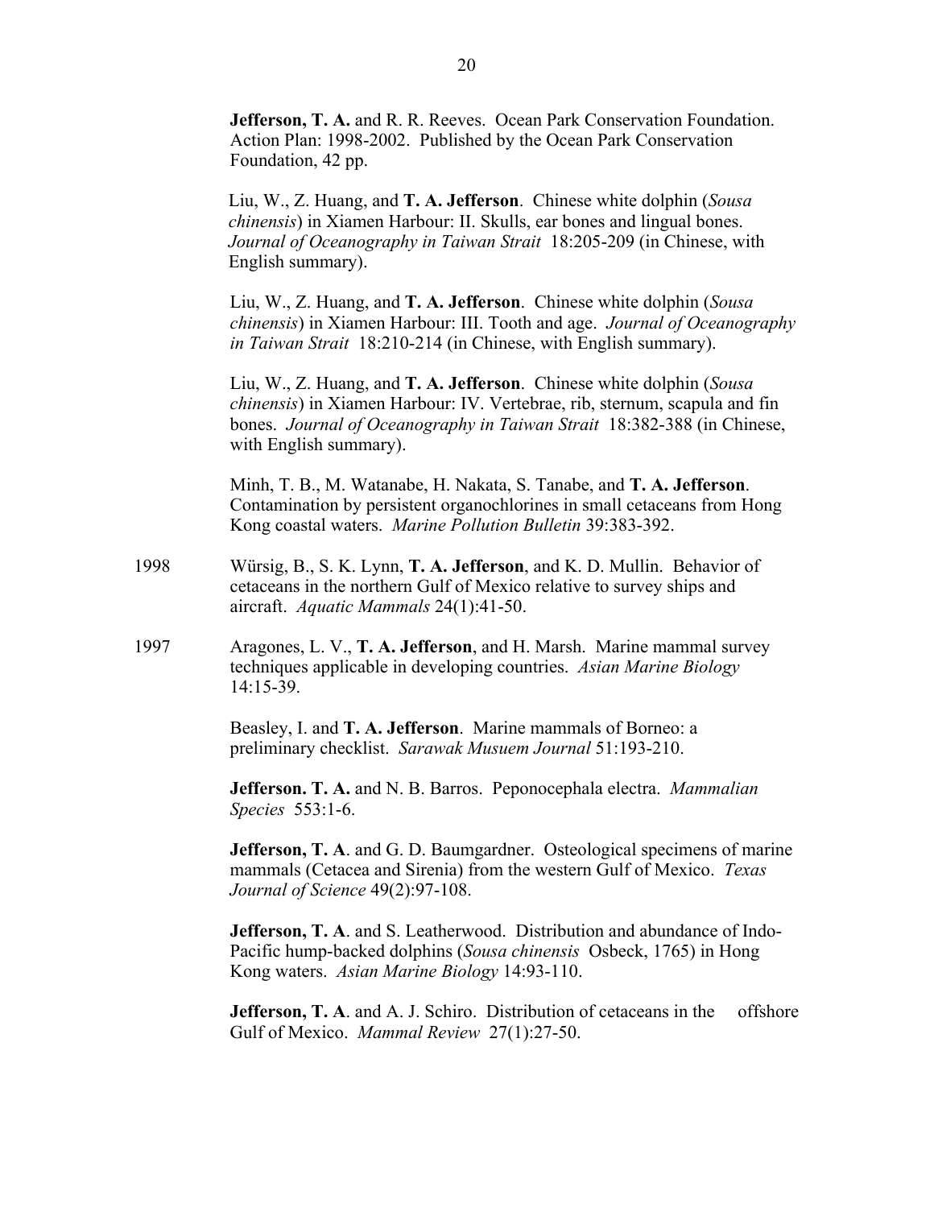**Jefferson, T. A.** and R. R. Reeves. Ocean Park Conservation Foundation. Action Plan: 1998-2002. Published by the Ocean Park Conservation Foundation, 42 pp.

Liu, W., Z. Huang, and **T. A. Jefferson**. Chinese white dolphin (*Sousa chinensis*) in Xiamen Harbour: II. Skulls, ear bones and lingual bones. *Journal of Oceanography in Taiwan Strait* 18:205-209 (in Chinese, with English summary).

Liu, W., Z. Huang, and **T. A. Jefferson**. Chinese white dolphin (*Sousa chinensis*) in Xiamen Harbour: III. Tooth and age. *Journal of Oceanography in Taiwan Strait* 18:210-214 (in Chinese, with English summary).

Liu, W., Z. Huang, and **T. A. Jefferson**. Chinese white dolphin (*Sousa chinensis*) in Xiamen Harbour: IV. Vertebrae, rib, sternum, scapula and fin bones. *Journal of Oceanography in Taiwan Strait* 18:382-388 (in Chinese, with English summary).

Minh, T. B., M. Watanabe, H. Nakata, S. Tanabe, and **T. A. Jefferson**. Contamination by persistent organochlorines in small cetaceans from Hong Kong coastal waters. *Marine Pollution Bulletin* 39:383-392.

1998 Würsig, B., S. K. Lynn, **T. A. Jefferson**, and K. D. Mullin. Behavior of cetaceans in the northern Gulf of Mexico relative to survey ships and aircraft. *Aquatic Mammals* 24(1):41-50.

1997 Aragones, L. V., **T. A. Jefferson**, and H. Marsh. Marine mammal survey techniques applicable in developing countries. *Asian Marine Biology* 14:15-39.

Beasley, I. and **T. A. Jefferson**. Marine mammals of Borneo: a preliminary checklist. *Sarawak Musuem Journal* 51:193-210.

**Jefferson. T. A.** and N. B. Barros. Peponocephala electra. *Mammalian Species* 553:1-6.

**Jefferson, T. A**. and G. D. Baumgardner. Osteological specimens of marine mammals (Cetacea and Sirenia) from the western Gulf of Mexico. *Texas Journal of Science* 49(2):97-108.

**Jefferson, T. A**. and S. Leatherwood. Distribution and abundance of Indo-Pacific hump-backed dolphins (*Sousa chinensis* Osbeck, 1765) in Hong Kong waters. *Asian Marine Biology* 14:93-110.

**Jefferson, T. A**. and A. J. Schiro. Distribution of cetaceans in the offshore Gulf of Mexico. *Mammal Review* 27(1):27-50.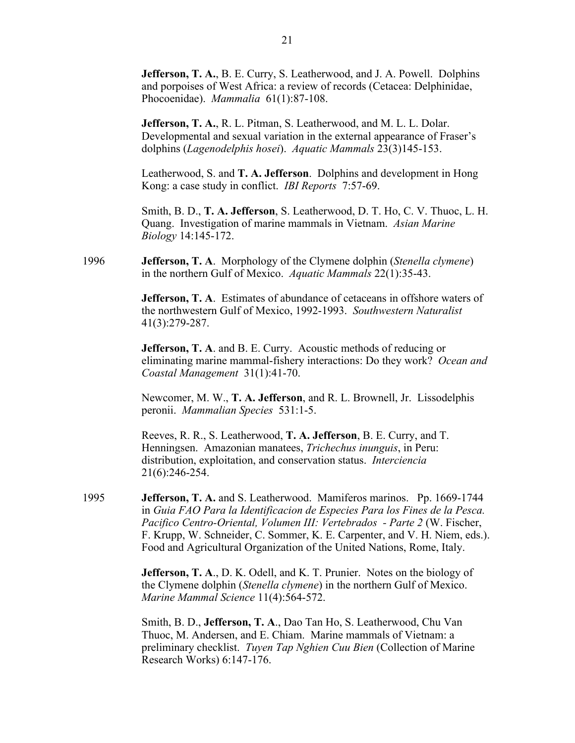**Jefferson, T. A.**, B. E. Curry, S. Leatherwood, and J. A. Powell. Dolphins and porpoises of West Africa: a review of records (Cetacea: Delphinidae, Phocoenidae). *Mammalia* 61(1):87-108.

**Jefferson, T. A.**, R. L. Pitman, S. Leatherwood, and M. L. L. Dolar. Developmental and sexual variation in the external appearance of Fraser's dolphins (*Lagenodelphis hosei*). *Aquatic Mammals* 23(3)145-153.

Leatherwood, S. and **T. A. Jefferson**. Dolphins and development in Hong Kong: a case study in conflict. *IBI Reports* 7:57-69.

Smith, B. D., **T. A. Jefferson**, S. Leatherwood, D. T. Ho, C. V. Thuoc, L. H. Quang. Investigation of marine mammals in Vietnam. *Asian Marine Biology* 14:145-172.

1996 **Jefferson, T. A**. Morphology of the Clymene dolphin (*Stenella clymene*) in the northern Gulf of Mexico. *Aquatic Mammals* 22(1):35-43.

**Jefferson, T. A**. Estimates of abundance of cetaceans in offshore waters of the northwestern Gulf of Mexico, 1992-1993. *Southwestern Naturalist* 41(3):279-287.

**Jefferson, T. A**. and B. E. Curry. Acoustic methods of reducing or eliminating marine mammal-fishery interactions: Do they work? *Ocean and Coastal Management* 31(1):41-70.

Newcomer, M. W., **T. A. Jefferson**, and R. L. Brownell, Jr. Lissodelphis peronii. *Mammalian Species* 531:1-5.

Reeves, R. R., S. Leatherwood, **T. A. Jefferson**, B. E. Curry, and T. Henningsen. Amazonian manatees, *Trichechus inunguis*, in Peru: distribution, exploitation, and conservation status. *Interciencia* 21(6):246-254.

1995 **Jefferson, T. A.** and S. Leatherwood. Mamiferos marinos. Pp. 1669-1744 in *Guia FAO Para la Identificacion de Especies Para los Fines de la Pesca. Pacifico Centro-Oriental, Volumen III: Vertebrados - Parte 2* (W. Fischer, F. Krupp, W. Schneider, C. Sommer, K. E. Carpenter, and V. H. Niem, eds.). Food and Agricultural Organization of the United Nations, Rome, Italy.

**Jefferson, T. A**., D. K. Odell, and K. T. Prunier. Notes on the biology of the Clymene dolphin (*Stenella clymene*) in the northern Gulf of Mexico. *Marine Mammal Science* 11(4):564-572.

Smith, B. D., **Jefferson, T. A**., Dao Tan Ho, S. Leatherwood, Chu Van Thuoc, M. Andersen, and E. Chiam. Marine mammals of Vietnam: a preliminary checklist. *Tuyen Tap Nghien Cuu Bien* (Collection of Marine Research Works) 6:147-176.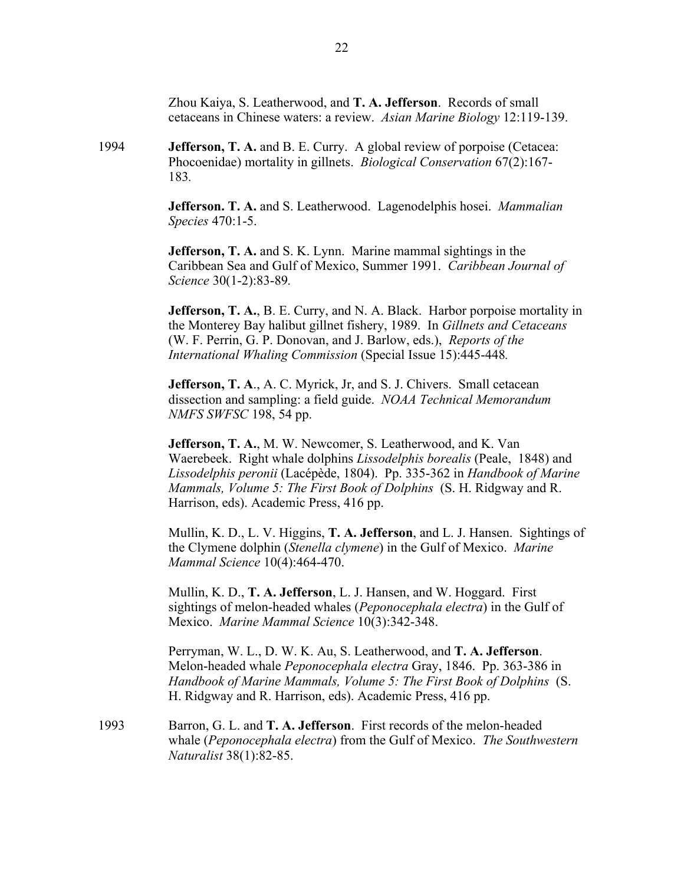Zhou Kaiya, S. Leatherwood, and **T. A. Jefferson**. Records of small cetaceans in Chinese waters: a review. *Asian Marine Biology* 12:119-139.

1994

**Jefferson, T. A.** and B. E. Curry. A global review of porpoise (Cetacea: Phocoenidae) mortality in gillnets. *Biological Conservation* 67(2):167-183.

**Jefferson. T. A.** and S. Leatherwood. Lagenodelphis hosei. *Mammalian Species* 470:1-5.

**Jefferson, T. A.** and S. K. Lynn. Marine mammal sightings in the Caribbean Sea and Gulf of Mexico, Summer 1991. *Caribbean Journal of Science* 30(1-2):83-89.

**Jefferson, T. A.**, B. E. Curry, and N. A. Black. Harbor porpoise mortality in the Monterey Bay halibut gillnet fishery, 1989. In *Gillnets and Cetaceans* (W. F. Perrin, G. P. Donovan, and J. Barlow, eds.), *Reports of the International Whaling Commission* (Special Issue 15):445-448.

**Jefferson, T. A**., A. C. Myrick, Jr, and S. J. Chivers. Small cetacean dissection and sampling: a field guide. *NOAA Technical Memorandum NMFS SWFSC* 198, 54 pp.

**Jefferson, T. A.**, M. W. Newcomer, S. Leatherwood, and K. Van Waerebeek. Right whale dolphins *Lissodelphis borealis* (Peale, 1848) and *Lissodelphis peronii* (Lacépède, 1804). Pp. 335-362 in *Handbook of Marine Mammals, Volume 5: The First Book of Dolphins* (S. H. Ridgway and R. Harrison, eds). Academic Press, 416 pp.

Mullin, K. D., L. V. Higgins, **T. A. Jefferson**, and L. J. Hansen. Sightings of the Clymene dolphin (*Stenella clymene*) in the Gulf of Mexico. *Marine Mammal Science* 10(4):464-470.

Mullin, K. D., **T. A. Jefferson**, L. J. Hansen, and W. Hoggard. First sightings of melon-headed whales (*Peponocephala electra*) in the Gulf of Mexico. *Marine Mammal Science* 10(3):342-348.

Perryman, W. L., D. W. K. Au, S. Leatherwood, and **T. A. Jefferson**. Melon-headed whale *Peponocephala electra* Gray, 1846. Pp. 363-386 in *Handbook of Marine Mammals, Volume 5: The First Book of Dolphins* (S. H. Ridgway and R. Harrison, eds). Academic Press, 416 pp.

1993

Barron, G. L. and **T. A. Jefferson**. First records of the melon-headed whale (*Peponocephala electra*) from the Gulf of Mexico. *The Southwestern Naturalist* 38(1):82-85.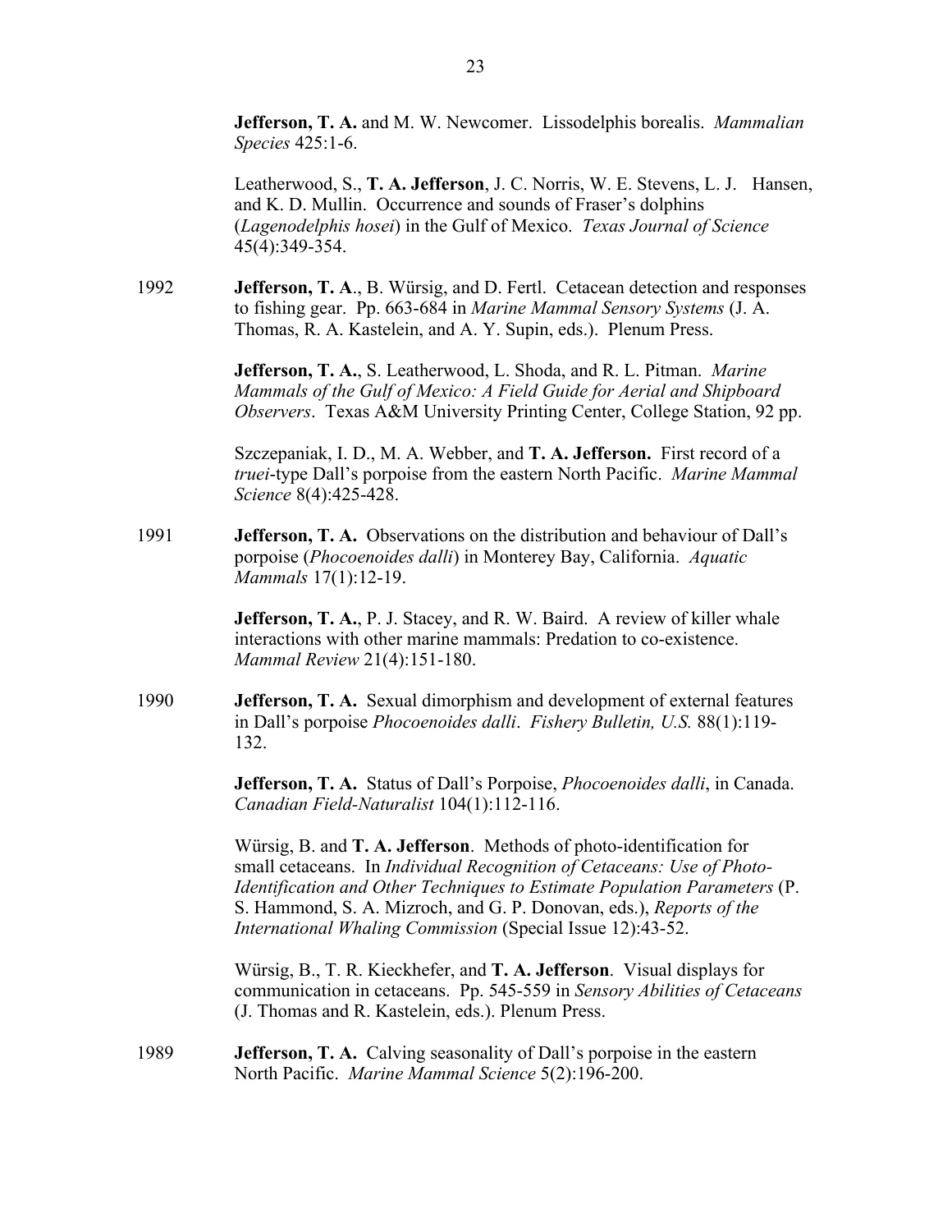**Jefferson, T. A.** and M. W. Newcomer. Lissodelphis borealis. *Mammalian Species* 425:1-6.

Leatherwood, S., **T. A. Jefferson**, J. C. Norris, W. E. Stevens, L. J. Hansen, and K. D. Mullin. Occurrence and sounds of Fraser's dolphins (*Lagenodelphis hosei*) in the Gulf of Mexico. *Texas Journal of Science* 45(4):349-354.

1992 **Jefferson, T. A**., B. Würsig, and D. Fertl. Cetacean detection and responses to fishing gear. Pp. 663-684 in *Marine Mammal Sensory Systems* (J. A. Thomas, R. A. Kastelein, and A. Y. Supin, eds.). Plenum Press.

**Jefferson, T. A.**, S. Leatherwood, L. Shoda, and R. L. Pitman. *Marine Mammals of the Gulf of Mexico: A Field Guide for Aerial and Shipboard Observers*. Texas A&M University Printing Center, College Station, 92 pp.

Szczepaniak, I. D., M. A. Webber, and **T. A. Jefferson.** First record of a *truei*-type Dall's porpoise from the eastern North Pacific. *Marine Mammal Science* 8(4):425-428.

1991 **Jefferson, T. A.** Observations on the distribution and behaviour of Dall's porpoise (*Phocoenoides dalli*) in Monterey Bay, California. *Aquatic Mammals* 17(1):12-19.

**Jefferson, T. A.**, P. J. Stacey, and R. W. Baird. A review of killer whale interactions with other marine mammals: Predation to co-existence. *Mammal Review* 21(4):151-180.

1990 **Jefferson, T. A.** Sexual dimorphism and development of external features in Dall's porpoise *Phocoenoides dalli*. *Fishery Bulletin, U.S.* 88(1):119-132.

**Jefferson, T. A.** Status of Dall's Porpoise, *Phocoenoides dalli*, in Canada. *Canadian Field-Naturalist* 104(1):112-116.

Würsig, B. and **T. A. Jefferson**. Methods of photo-identification for small cetaceans. In *Individual Recognition of Cetaceans: Use of Photo-Identification and Other Techniques to Estimate Population Parameters* (P. S. Hammond, S. A. Mizroch, and G. P. Donovan, eds.), *Reports of the International Whaling Commission* (Special Issue 12):43-52.

Würsig, B., T. R. Kieckhefer, and **T. A. Jefferson**. Visual displays for communication in cetaceans. Pp. 545-559 in *Sensory Abilities of Cetaceans* (J. Thomas and R. Kastelein, eds.). Plenum Press.

1989 **Jefferson, T. A.** Calving seasonality of Dall's porpoise in the eastern North Pacific. *Marine Mammal Science* 5(2):196-200.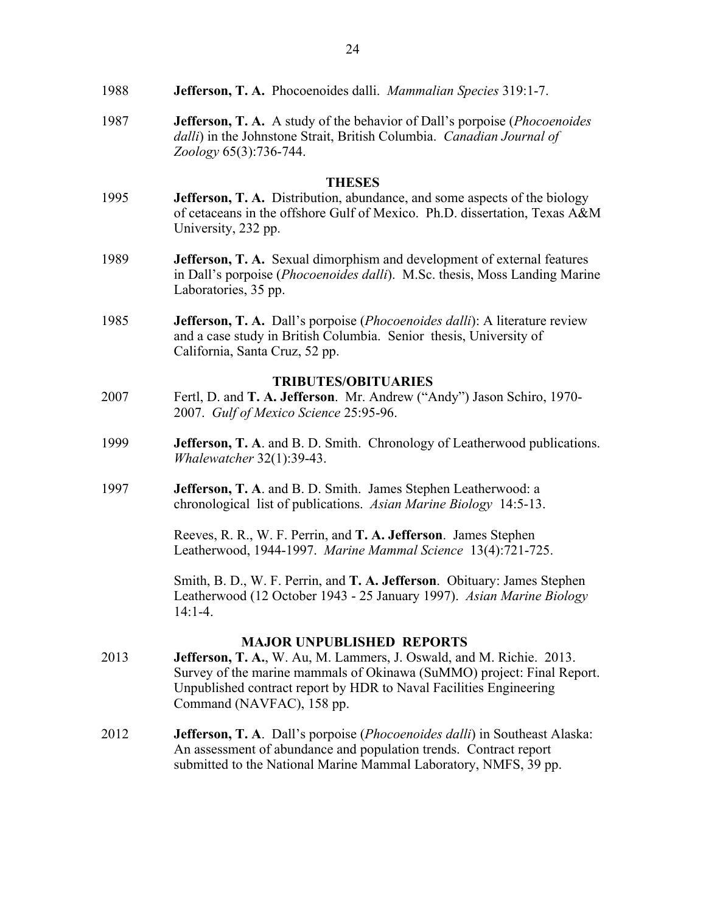1988 **Jefferson, T. A.** Phocoenoides dalli. *Mammalian Species* 319:1-7.

1987 **Jefferson, T. A.** A study of the behavior of Dall's porpoise (*Phocoenoides dalli*) in the Johnstone Strait, British Columbia. *Canadian Journal of Zoology* 65(3):736-744.

## THESES

1995 **Jefferson, T. A.** Distribution, abundance, and some aspects of the biology of cetaceans in the offshore Gulf of Mexico. Ph.D. dissertation, Texas A&M University, 232 pp.

1989 **Jefferson, T. A.** Sexual dimorphism and development of external features in Dall's porpoise (*Phocoenoides dalli*). M.Sc. thesis, Moss Landing Marine Laboratories, 35 pp.

1985 **Jefferson, T. A.** Dall's porpoise (*Phocoenoides dalli*): A literature review and a case study in British Columbia. Senior thesis, University of California, Santa Cruz, 52 pp.

## TRIBUTES/OBITUARIES

2007 Fertl, D. and **T. A. Jefferson**. Mr. Andrew ("Andy") Jason Schiro, 1970-2007. *Gulf of Mexico Science* 25:95-96.

1999 **Jefferson, T. A**. and B. D. Smith. Chronology of Leatherwood publications. *Whalewatcher* 32(1):39-43.

1997 **Jefferson, T. A**. and B. D. Smith. James Stephen Leatherwood: a chronological list of publications. *Asian Marine Biology* 14:5-13.

Reeves, R. R., W. F. Perrin, and **T. A. Jefferson**. James Stephen Leatherwood, 1944-1997. *Marine Mammal Science* 13(4):721-725.

Smith, B. D., W. F. Perrin, and **T. A. Jefferson**. Obituary: James Stephen Leatherwood (12 October 1943 - 25 January 1997). *Asian Marine Biology* 14:1-4.

## MAJOR UNPUBLISHED REPORTS

2013 **Jefferson, T. A.**, W. Au, M. Lammers, J. Oswald, and M. Richie. 2013. Survey of the marine mammals of Okinawa (SuMMO) project: Final Report. Unpublished contract report by HDR to Naval Facilities Engineering Command (NAVFAC), 158 pp.

2012 **Jefferson, T. A**. Dall's porpoise (*Phocoenoides dalli*) in Southeast Alaska: An assessment of abundance and population trends. Contract report submitted to the National Marine Mammal Laboratory, NMFS, 39 pp.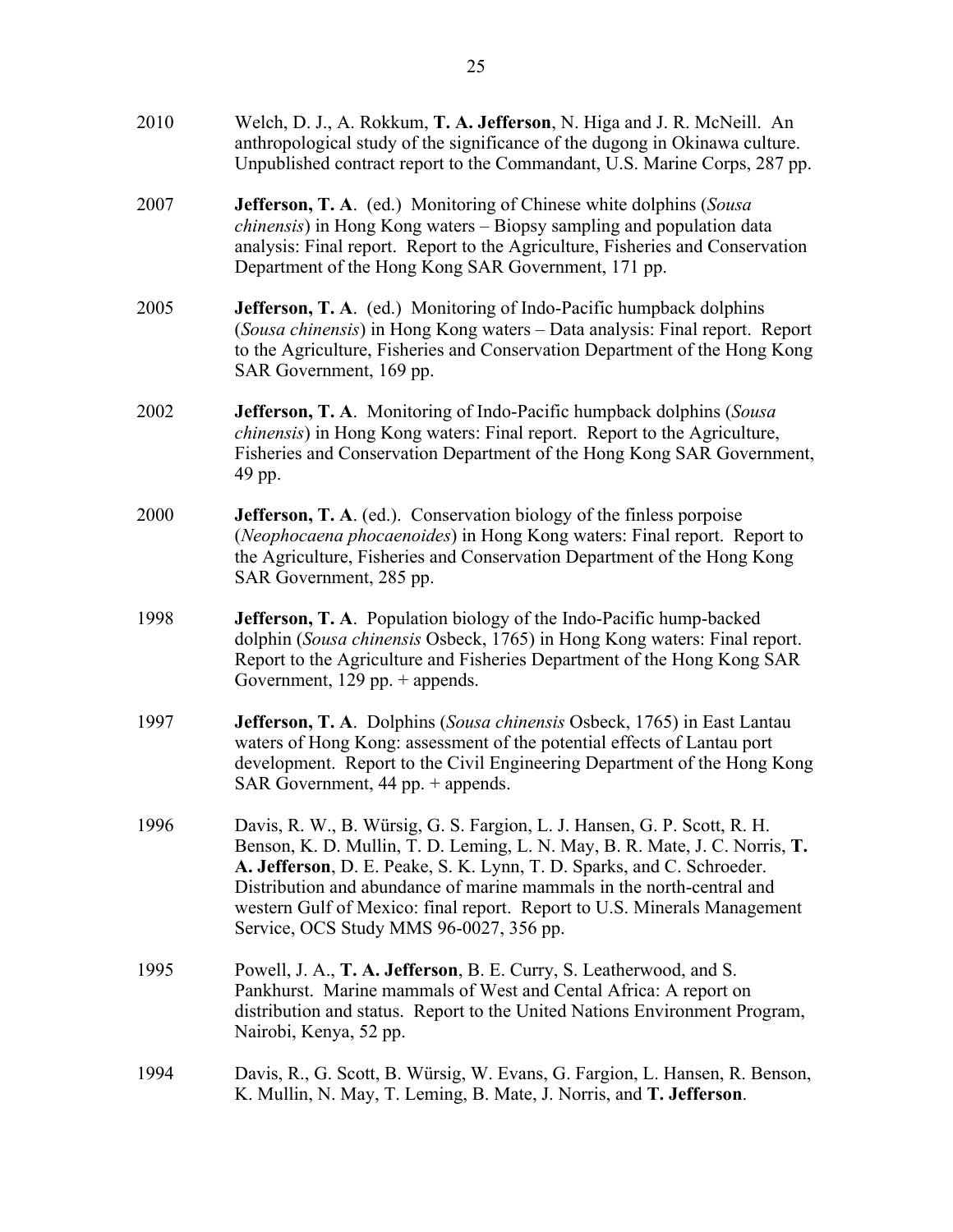2010 Welch, D. J., A. Rokkum, **T. A. Jefferson**, N. Higa and J. R. McNeill. An anthropological study of the significance of the dugong in Okinawa culture. Unpublished contract report to the Commandant, U.S. Marine Corps, 287 pp.

2007 **Jefferson, T. A**. (ed.) Monitoring of Chinese white dolphins (*Sousa chinensis*) in Hong Kong waters – Biopsy sampling and population data analysis: Final report. Report to the Agriculture, Fisheries and Conservation Department of the Hong Kong SAR Government, 171 pp.

2005 **Jefferson, T. A**. (ed.) Monitoring of Indo-Pacific humpback dolphins (*Sousa chinensis*) in Hong Kong waters – Data analysis: Final report. Report to the Agriculture, Fisheries and Conservation Department of the Hong Kong SAR Government, 169 pp.

2002 **Jefferson, T. A**. Monitoring of Indo-Pacific humpback dolphins (*Sousa chinensis*) in Hong Kong waters: Final report. Report to the Agriculture, Fisheries and Conservation Department of the Hong Kong SAR Government, 49 pp.

2000 **Jefferson, T. A**. (ed.). Conservation biology of the finless porpoise (*Neophocaena phocaenoides*) in Hong Kong waters: Final report. Report to the Agriculture, Fisheries and Conservation Department of the Hong Kong SAR Government, 285 pp.

1998 **Jefferson, T. A**. Population biology of the Indo-Pacific hump-backed dolphin (*Sousa chinensis* Osbeck, 1765) in Hong Kong waters: Final report. Report to the Agriculture and Fisheries Department of the Hong Kong SAR Government, 129 pp. + appends.

1997 **Jefferson, T. A**. Dolphins (*Sousa chinensis* Osbeck, 1765) in East Lantau waters of Hong Kong: assessment of the potential effects of Lantau port development. Report to the Civil Engineering Department of the Hong Kong SAR Government, 44 pp. + appends.

1996 Davis, R. W., B. Würsig, G. S. Fargion, L. J. Hansen, G. P. Scott, R. H. Benson, K. D. Mullin, T. D. Leming, L. N. May, B. R. Mate, J. C. Norris, **T. A. Jefferson**, D. E. Peake, S. K. Lynn, T. D. Sparks, and C. Schroeder. Distribution and abundance of marine mammals in the north-central and western Gulf of Mexico: final report. Report to U.S. Minerals Management Service, OCS Study MMS 96-0027, 356 pp.

1995 Powell, J. A., **T. A. Jefferson**, B. E. Curry, S. Leatherwood, and S. Pankhurst. Marine mammals of West and Cental Africa: A report on distribution and status. Report to the United Nations Environment Program, Nairobi, Kenya, 52 pp.

1994 Davis, R., G. Scott, B. Würsig, W. Evans, G. Fargion, L. Hansen, R. Benson, K. Mullin, N. May, T. Leming, B. Mate, J. Norris, and **T. Jefferson**.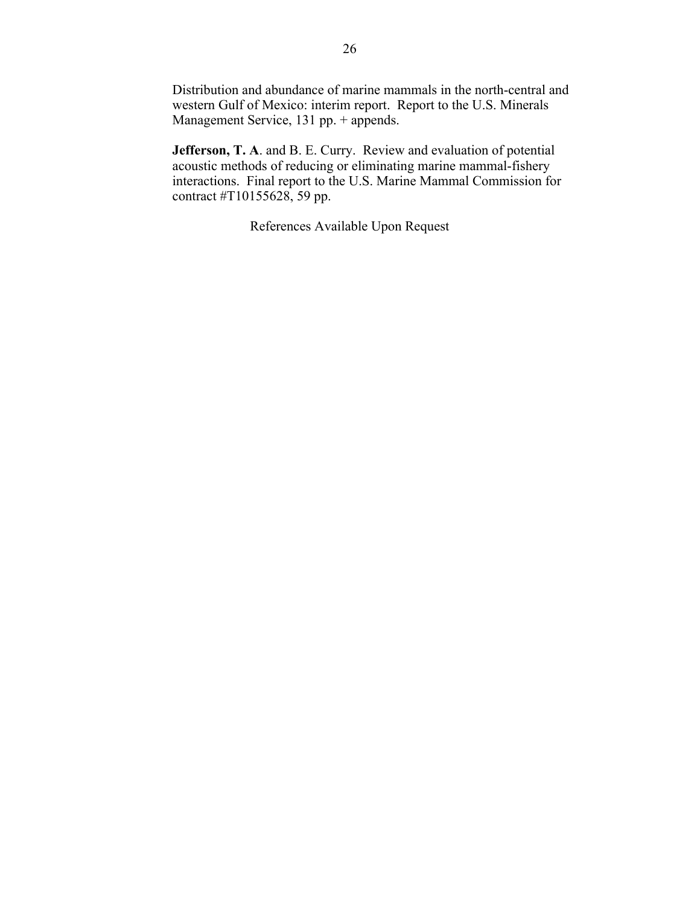Distribution and abundance of marine mammals in the north-central and western Gulf of Mexico: interim report. Report to the U.S. Minerals Management Service, 131 pp. + appends.

**Jefferson, T. A**. and B. E. Curry. Review and evaluation of potential acoustic methods of reducing or eliminating marine mammal-fishery interactions. Final report to the U.S. Marine Mammal Commission for contract #T10155628, 59 pp.

References Available Upon Request